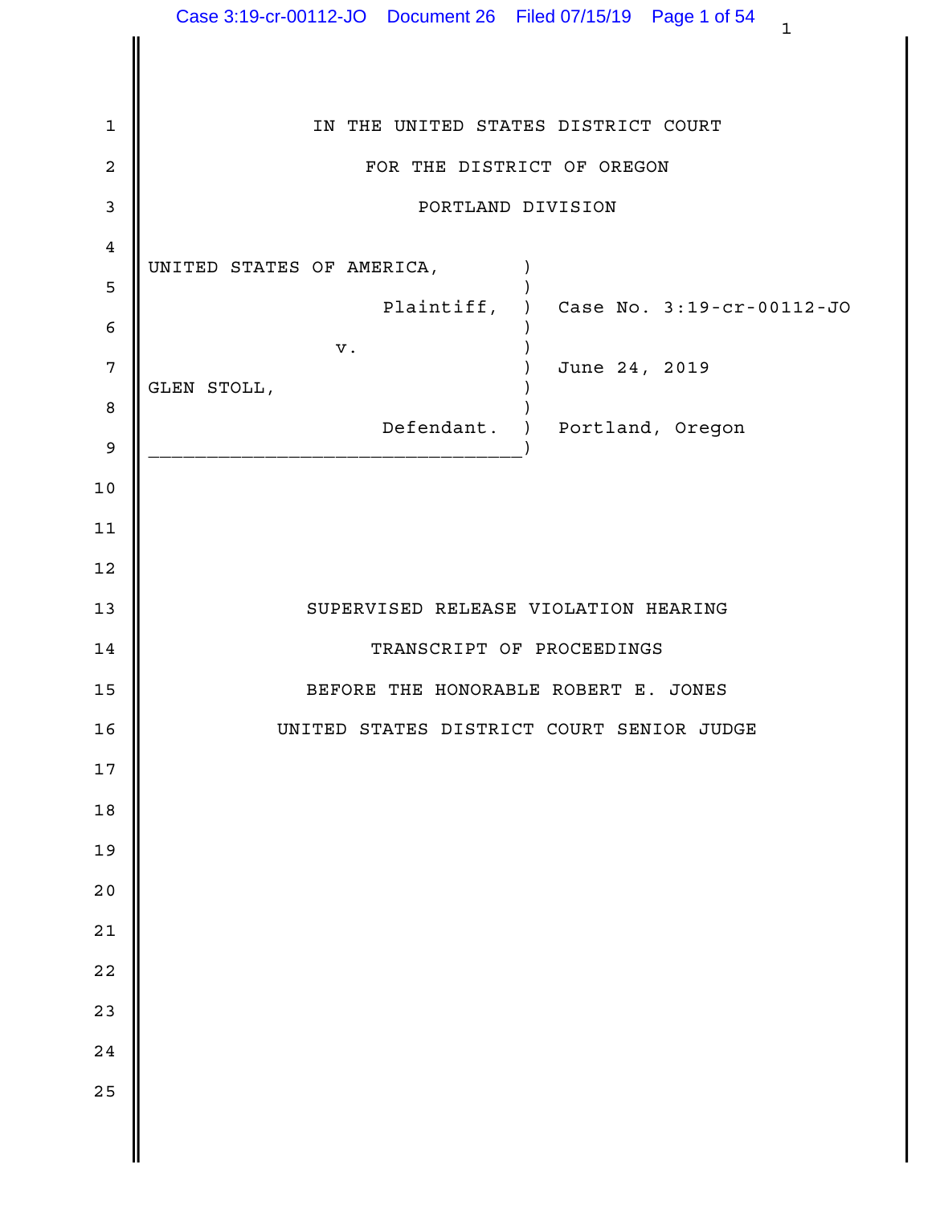IN THE UNITED STATES DISTRICT COURT

FOR THE DISTRICT OF OREGON

PORTLAND DIVISION

| | | |
|---|---|---|
| UNITED STATES OF AMERICA, | ) | |
| Plaintiff, | ) | Case No. 3:19-cr-00112-JO |
| v. | ) | June 24, 2019 |
| GLEN STOLL, | ) | |
| Defendant. | ) | Portland, Oregon |

SUPERVISED RELEASE VIOLATION HEARING

TRANSCRIPT OF PROCEEDINGS

BEFORE THE HONORABLE ROBERT E. JONES

UNITED STATES DISTRICT COURT SENIOR JUDGE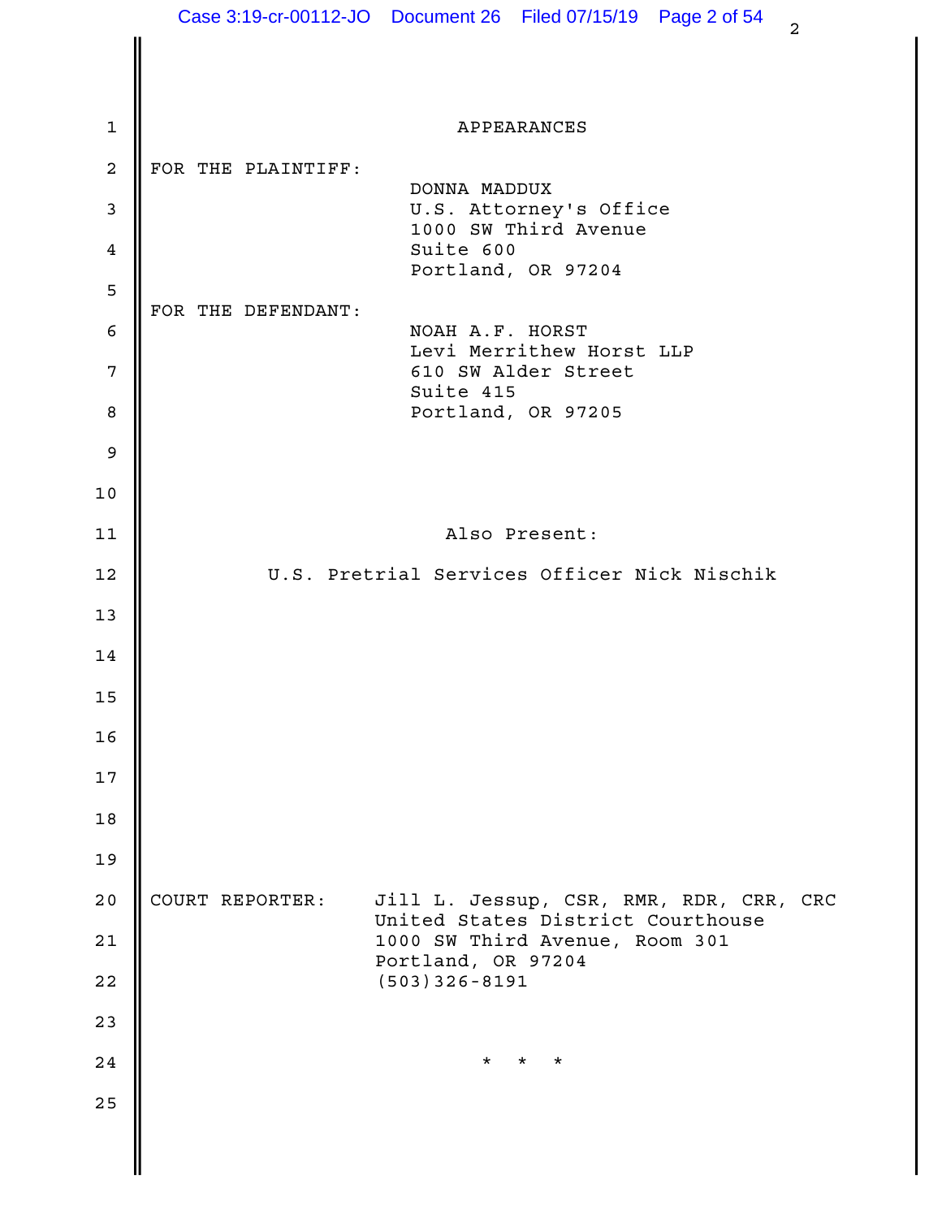# APPEARANCES

**FOR THE PLAINTIFF:**

DONNA MADDUX
U.S. Attorney's Office
1000 SW Third Avenue
Suite 600
Portland, OR 97204

**FOR THE DEFENDANT:**

NOAH A.F. HORST
Levi Merrithew Horst LLP
610 SW Alder Street
Suite 415
Portland, OR 97205

Also Present:

U.S. Pretrial Services Officer Nick Nischik

**COURT REPORTER:**

Jill L. Jessup, CSR, RMR, RDR, CRR, CRC
United States District Courthouse
1000 SW Third Avenue, Room 301
Portland, OR 97204
(503)326-8191

\* \* \*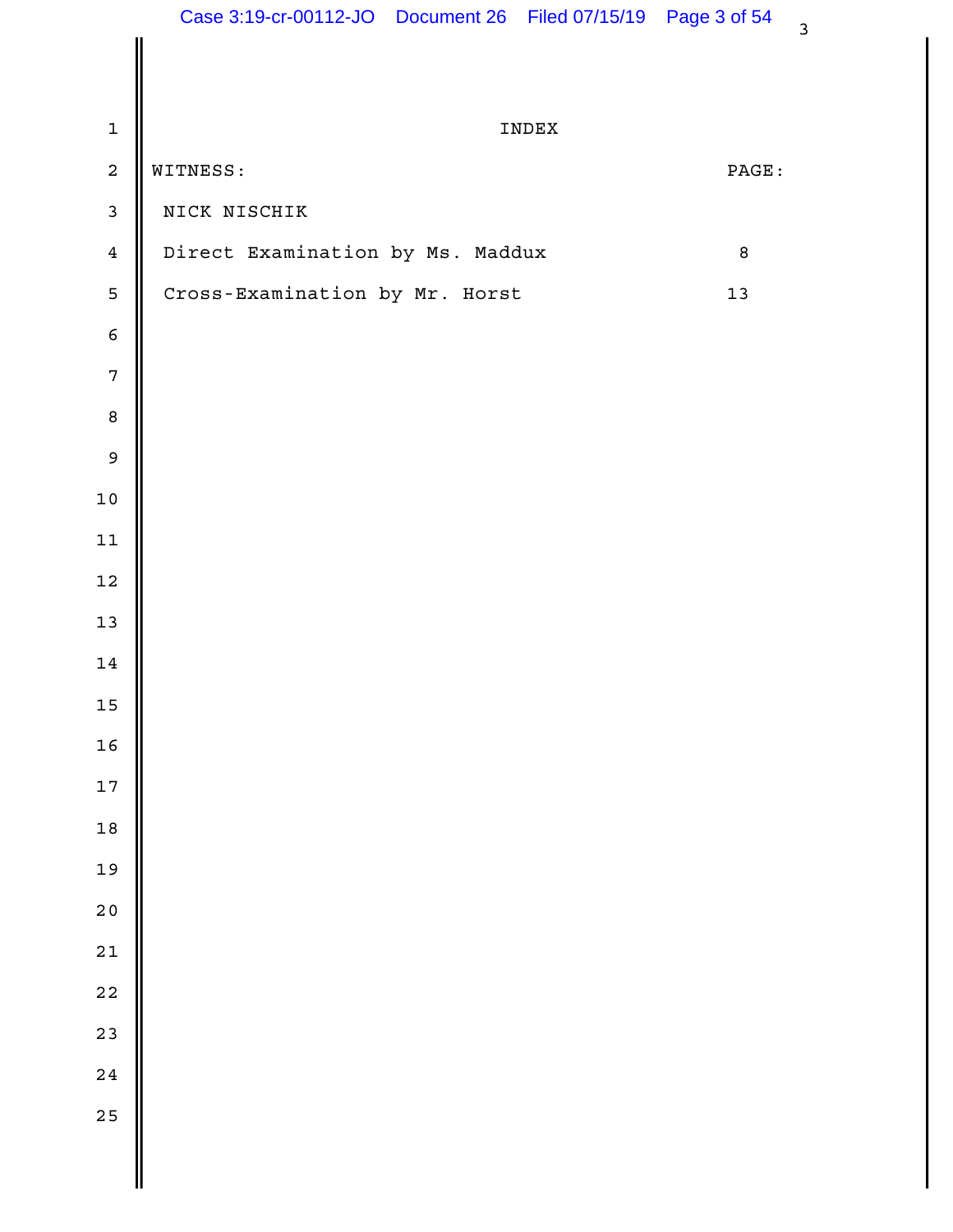# INDEX

| WITNESS: | PAGE: |
| --- | --- |
| NICK NISCHIK | |
| Direct Examination by Ms. Maddux | 8 |
| Cross-Examination by Mr. Horst | 13 |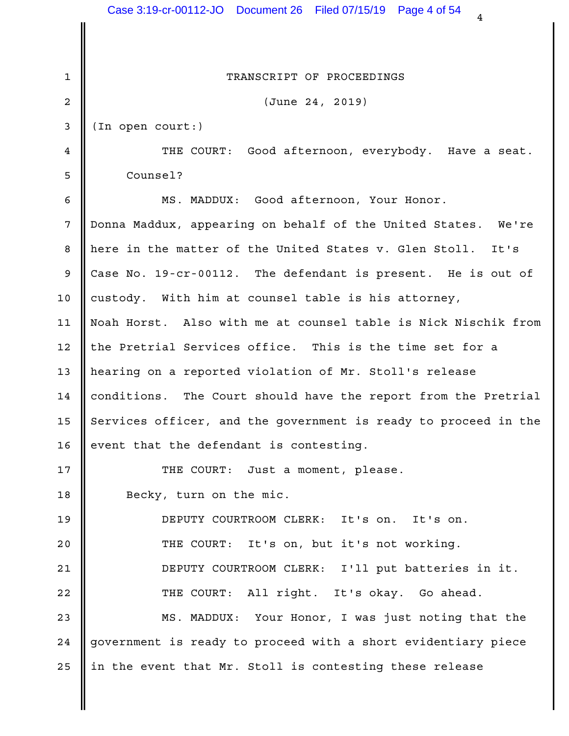TRANSCRIPT OF PROCEEDINGS

(June 24, 2019)

(In open court:)

THE COURT: Good afternoon, everybody. Have a seat. Counsel?

MS. MADDUX: Good afternoon, Your Honor. Donna Maddux, appearing on behalf of the United States. We're here in the matter of the United States v. Glen Stoll. It's Case No. 19-cr-00112. The defendant is present. He is out of custody. With him at counsel table is his attorney, Noah Horst. Also with me at counsel table is Nick Nischik from the Pretrial Services office. This is the time set for a hearing on a reported violation of Mr. Stoll's release conditions. The Court should have the report from the Pretrial Services officer, and the government is ready to proceed in the event that the defendant is contesting.

THE COURT: Just a moment, please.

Becky, turn on the mic.

DEPUTY COURTROOM CLERK: It's on. It's on.

THE COURT: It's on, but it's not working.

DEPUTY COURTROOM CLERK: I'll put batteries in it.

THE COURT: All right. It's okay. Go ahead.

MS. MADDUX: Your Honor, I was just noting that the government is ready to proceed with a short evidentiary piece in the event that Mr. Stoll is contesting these release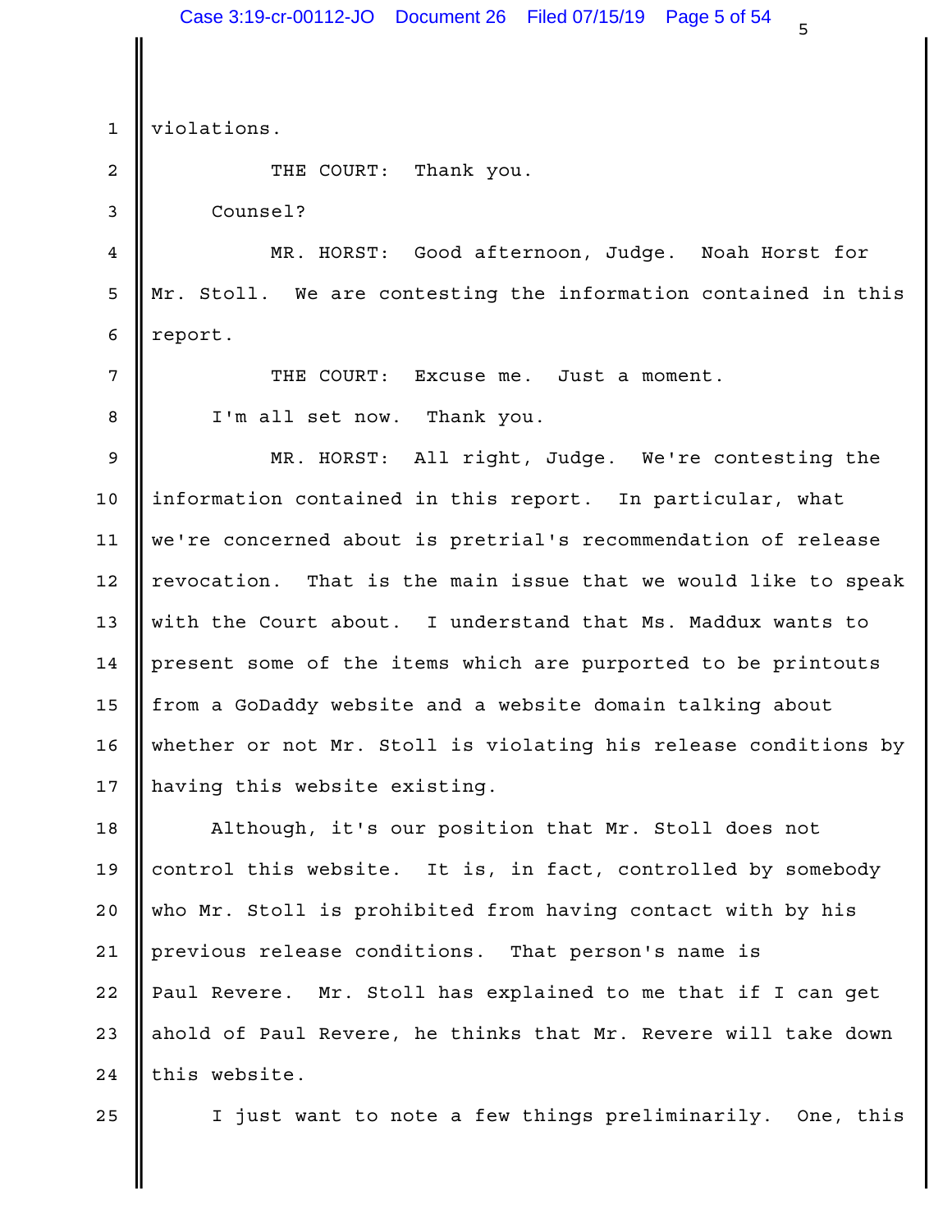violations.

THE COURT: Thank you.

Counsel?

MR. HORST: Good afternoon, Judge. Noah Horst for Mr. Stoll. We are contesting the information contained in this report.

THE COURT: Excuse me. Just a moment.

I'm all set now. Thank you.

MR. HORST: All right, Judge. We're contesting the information contained in this report. In particular, what we're concerned about is pretrial's recommendation of release revocation. That is the main issue that we would like to speak with the Court about. I understand that Ms. Maddux wants to present some of the items which are purported to be printouts from a GoDaddy website and a website domain talking about whether or not Mr. Stoll is violating his release conditions by having this website existing.

Although, it's our position that Mr. Stoll does not control this website. It is, in fact, controlled by somebody who Mr. Stoll is prohibited from having contact with by his previous release conditions. That person's name is Paul Revere. Mr. Stoll has explained to me that if I can get ahold of Paul Revere, he thinks that Mr. Revere will take down this website.

I just want to note a few things preliminarily. One, this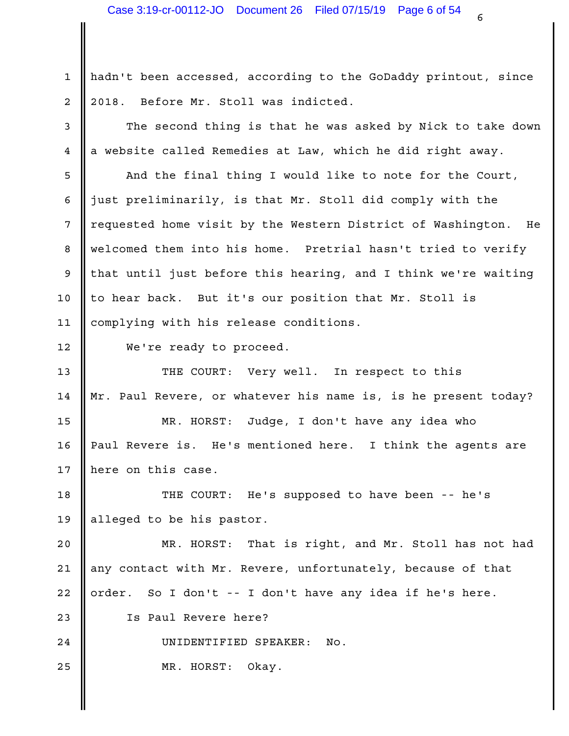hadn't been accessed, according to the GoDaddy printout, since 2018. Before Mr. Stoll was indicted.

The second thing is that he was asked by Nick to take down a website called Remedies at Law, which he did right away.

And the final thing I would like to note for the Court, just preliminarily, is that Mr. Stoll did comply with the requested home visit by the Western District of Washington. He welcomed them into his home. Pretrial hasn't tried to verify that until just before this hearing, and I think we're waiting to hear back. But it's our position that Mr. Stoll is complying with his release conditions.

We're ready to proceed.

THE COURT: Very well. In respect to this Mr. Paul Revere, or whatever his name is, is he present today?

MR. HORST: Judge, I don't have any idea who Paul Revere is. He's mentioned here. I think the agents are here on this case.

THE COURT: He's supposed to have been -- he's alleged to be his pastor.

MR. HORST: That is right, and Mr. Stoll has not had any contact with Mr. Revere, unfortunately, because of that order. So I don't -- I don't have any idea if he's here.

Is Paul Revere here?

UNIDENTIFIED SPEAKER: No.

MR. HORST: Okay.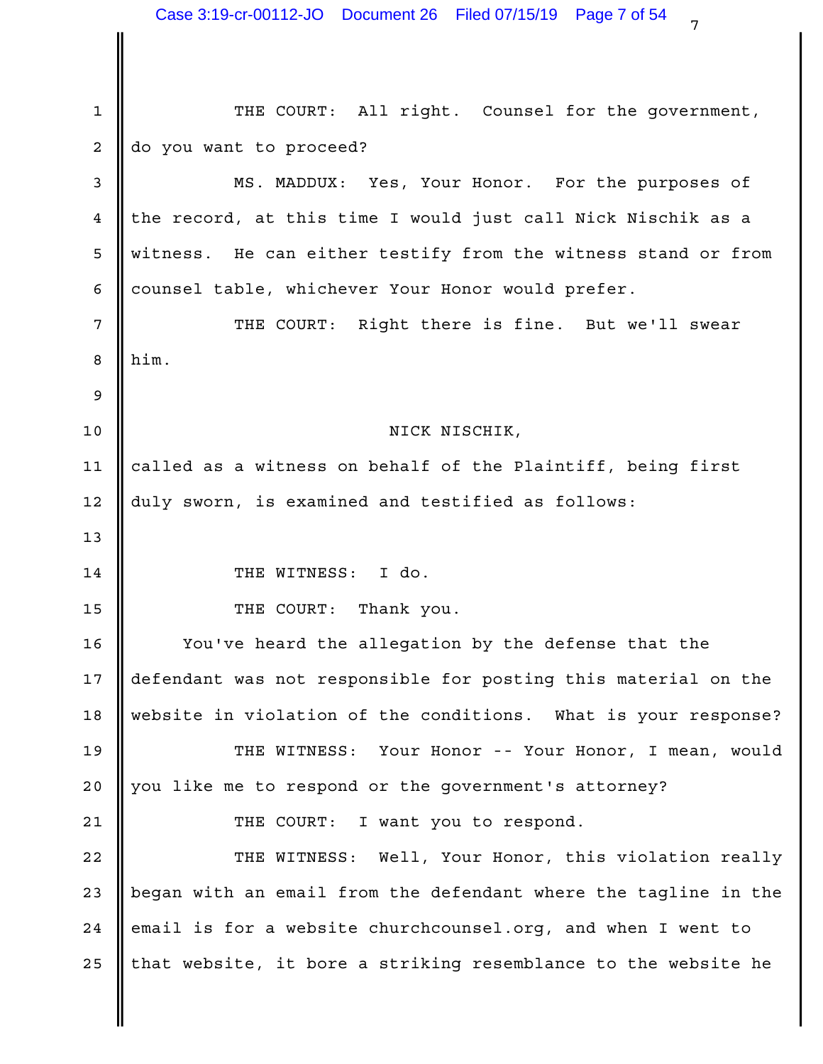THE COURT: All right. Counsel for the government, do you want to proceed?

MS. MADDUX: Yes, Your Honor. For the purposes of the record, at this time I would just call Nick Nischik as a witness. He can either testify from the witness stand or from counsel table, whichever Your Honor would prefer.

THE COURT: Right there is fine. But we'll swear him.

NICK NISCHIK,

called as a witness on behalf of the Plaintiff, being first duly sworn, is examined and testified as follows:

THE WITNESS: I do.

THE COURT: Thank you.

You've heard the allegation by the defense that the defendant was not responsible for posting this material on the website in violation of the conditions. What is your response?

THE WITNESS: Your Honor -- Your Honor, I mean, would you like me to respond or the government's attorney?

THE COURT: I want you to respond.

THE WITNESS: Well, Your Honor, this violation really began with an email from the defendant where the tagline in the email is for a website churchcounsel.org, and when I went to that website, it bore a striking resemblance to the website he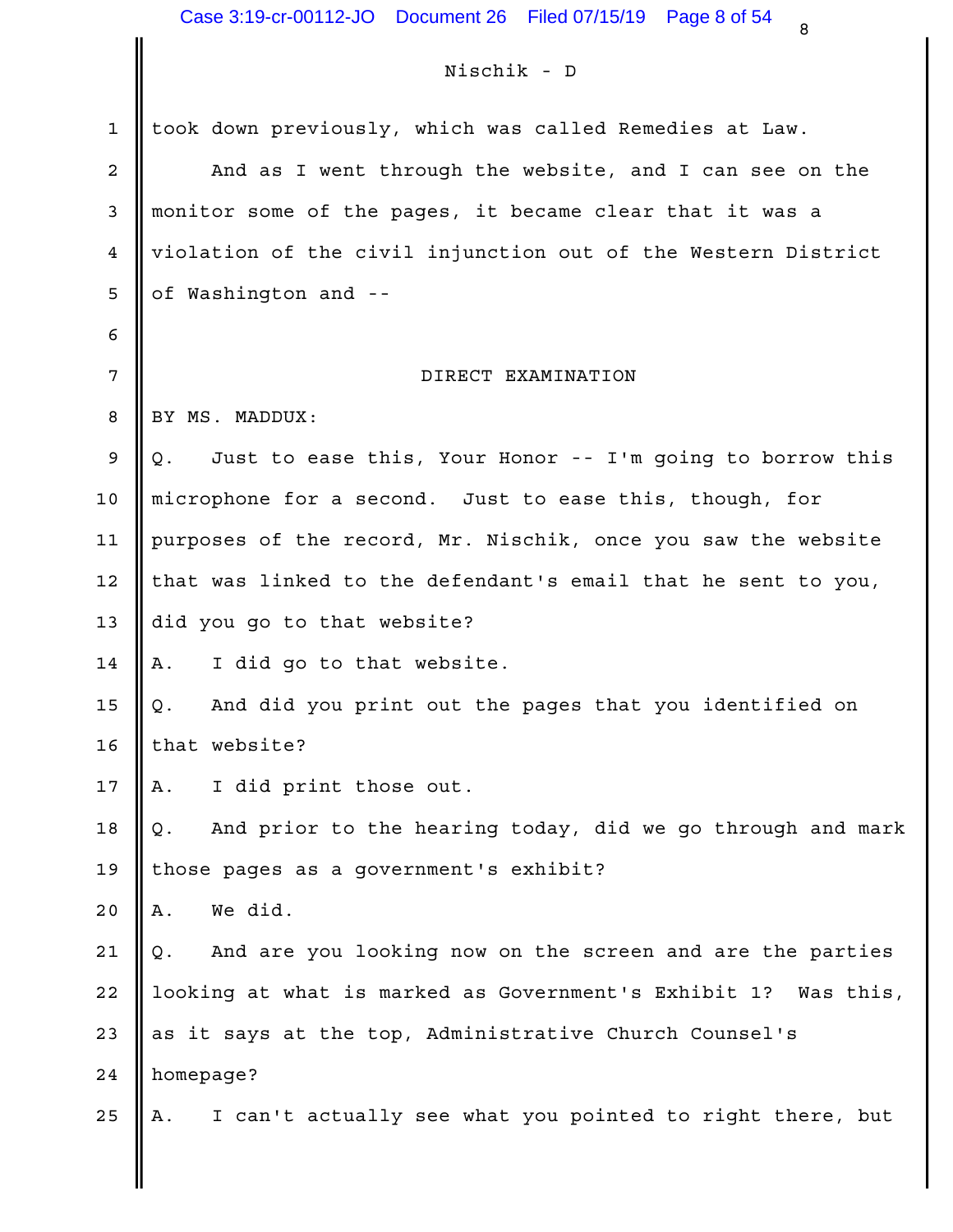Nischik - D

took down previously, which was called Remedies at Law.

And as I went through the website, and I can see on the monitor some of the pages, it became clear that it was a violation of the civil injunction out of the Western District of Washington and --

DIRECT EXAMINATION

BY MS. MADDUX:

Q. Just to ease this, Your Honor -- I'm going to borrow this microphone for a second. Just to ease this, though, for purposes of the record, Mr. Nischik, once you saw the website that was linked to the defendant's email that he sent to you, did you go to that website?

A. I did go to that website.

Q. And did you print out the pages that you identified on that website?

A. I did print those out.

Q. And prior to the hearing today, did we go through and mark those pages as a government's exhibit?

A. We did.

Q. And are you looking now on the screen and are the parties looking at what is marked as Government's Exhibit 1? Was this, as it says at the top, Administrative Church Counsel's homepage?

A. I can't actually see what you pointed to right there, but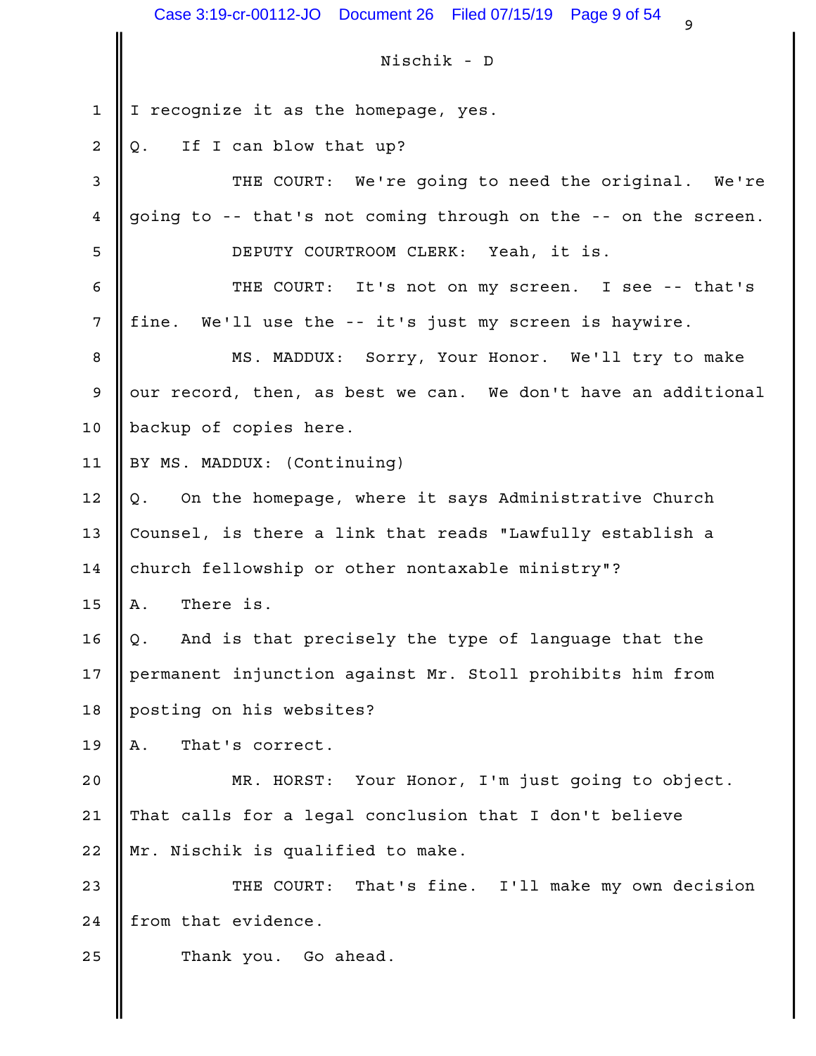Nischik - D

I recognize it as the homepage, yes.

Q. If I can blow that up?

THE COURT: We're going to need the original. We're going to -- that's not coming through on the -- on the screen.

DEPUTY COURTROOM CLERK: Yeah, it is.

THE COURT: It's not on my screen. I see -- that's fine. We'll use the -- it's just my screen is haywire.

MS. MADDUX: Sorry, Your Honor. We'll try to make our record, then, as best we can. We don't have an additional backup of copies here.

BY MS. MADDUX: (Continuing)

Q. On the homepage, where it says Administrative Church Counsel, is there a link that reads "Lawfully establish a church fellowship or other nontaxable ministry"?

A. There is.

Q. And is that precisely the type of language that the permanent injunction against Mr. Stoll prohibits him from posting on his websites?

A. That's correct.

MR. HORST: Your Honor, I'm just going to object. That calls for a legal conclusion that I don't believe Mr. Nischik is qualified to make.

THE COURT: That's fine. I'll make my own decision from that evidence.

Thank you. Go ahead.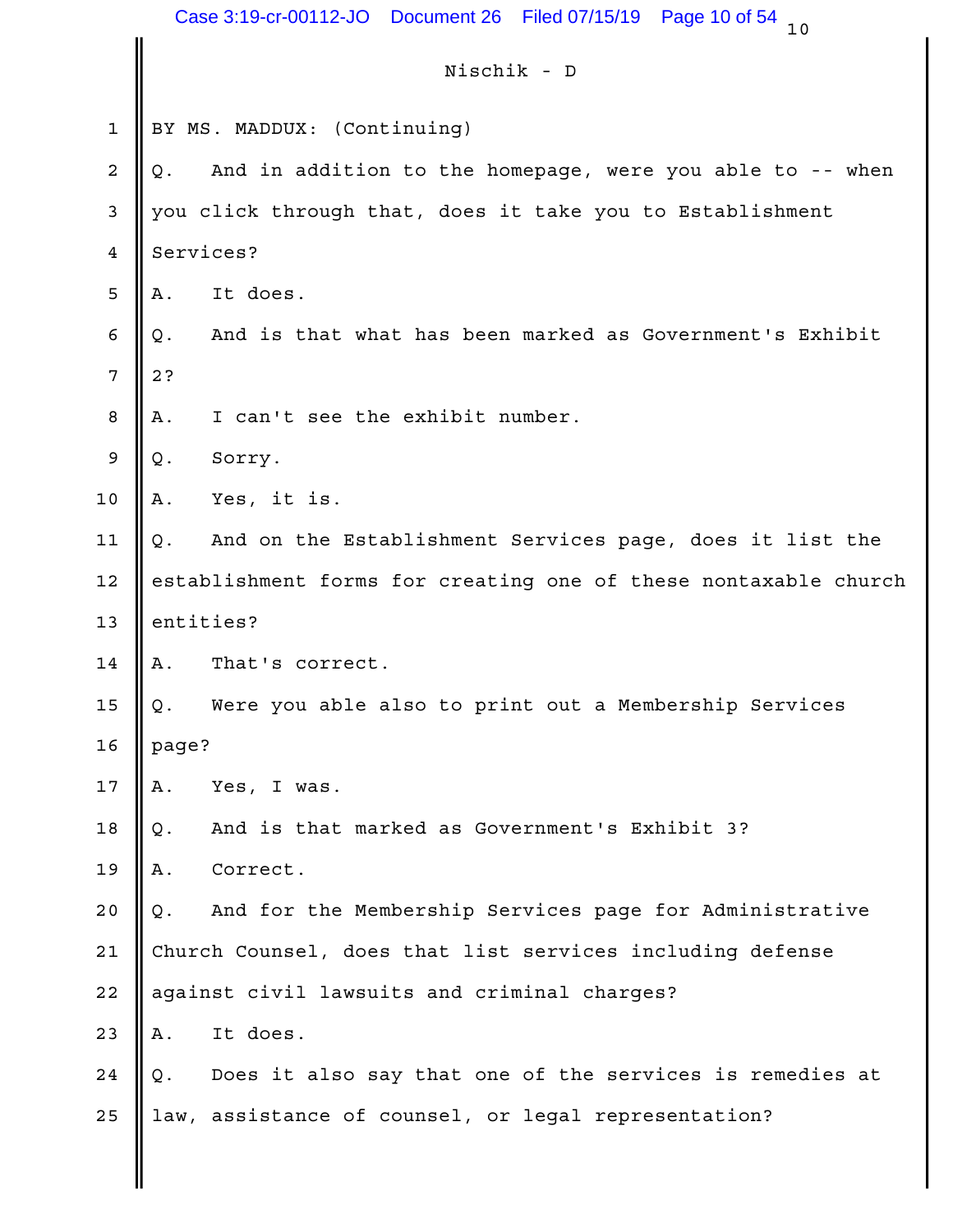Nischik - D

BY MS. MADDUX: (Continuing)

Q. And in addition to the homepage, were you able to -- when you click through that, does it take you to Establishment Services?

A. It does.

Q. And is that what has been marked as Government's Exhibit 2?

A. I can't see the exhibit number.

Q. Sorry.

A. Yes, it is.

Q. And on the Establishment Services page, does it list the establishment forms for creating one of these nontaxable church entities?

A. That's correct.

Q. Were you able also to print out a Membership Services page?

A. Yes, I was.

Q. And is that marked as Government's Exhibit 3?

A. Correct.

Q. And for the Membership Services page for Administrative Church Counsel, does that list services including defense against civil lawsuits and criminal charges?

A. It does.

Q. Does it also say that one of the services is remedies at law, assistance of counsel, or legal representation?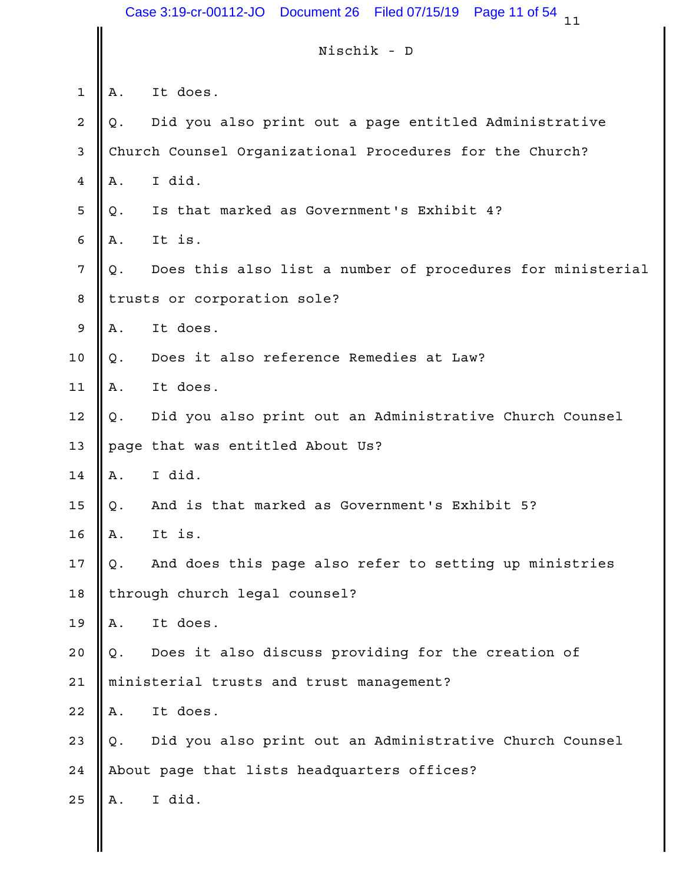Nischik - D

1 A. It does.

2 Q. Did you also print out a page entitled Administrative

3 Church Counsel Organizational Procedures for the Church?

4 A. I did.

5 Q. Is that marked as Government's Exhibit 4?

6 A. It is.

7 Q. Does this also list a number of procedures for ministerial

8 trusts or corporation sole?

9 A. It does.

10 Q. Does it also reference Remedies at Law?

11 A. It does.

12 Q. Did you also print out an Administrative Church Counsel

13 page that was entitled About Us?

14 A. I did.

15 Q. And is that marked as Government's Exhibit 5?

16 A. It is.

17 Q. And does this page also refer to setting up ministries

18 through church legal counsel?

19 A. It does.

20 Q. Does it also discuss providing for the creation of

21 ministerial trusts and trust management?

22 A. It does.

23 Q. Did you also print out an Administrative Church Counsel

24 About page that lists headquarters offices?

25 A. I did.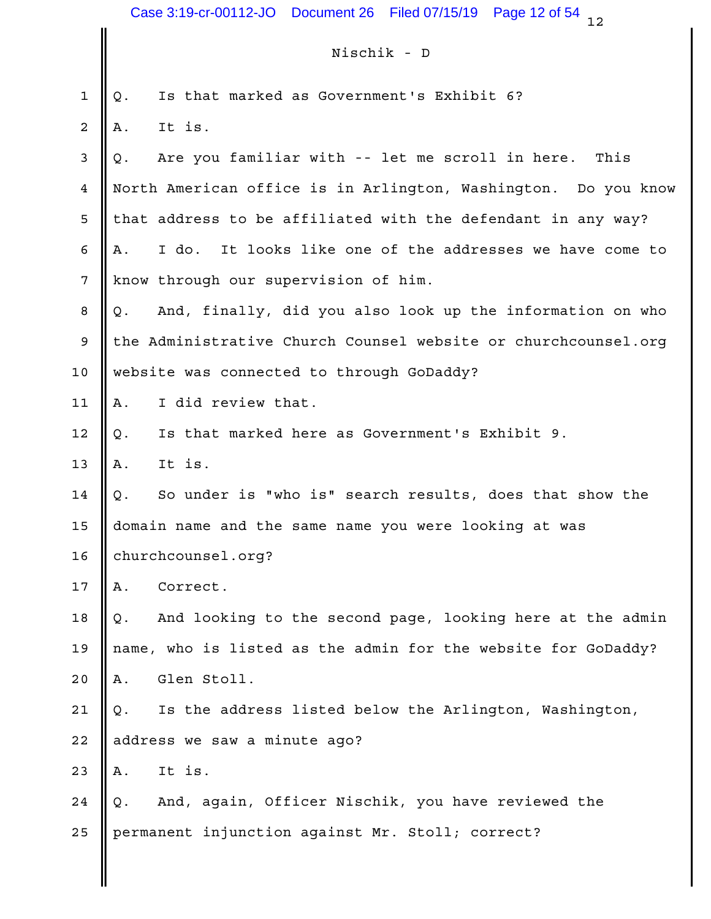Nischik - D

Q. Is that marked as Government's Exhibit 6?

A. It is.

Q. Are you familiar with -- let me scroll in here. This North American office is in Arlington, Washington. Do you know that address to be affiliated with the defendant in any way?

A. I do. It looks like one of the addresses we have come to know through our supervision of him.

Q. And, finally, did you also look up the information on who the Administrative Church Counsel website or churchcounsel.org website was connected to through GoDaddy?

A. I did review that.

Q. Is that marked here as Government's Exhibit 9.

A. It is.

Q. So under is "who is" search results, does that show the domain name and the same name you were looking at was churchcounsel.org?

A. Correct.

Q. And looking to the second page, looking here at the admin name, who is listed as the admin for the website for GoDaddy?

A. Glen Stoll.

Q. Is the address listed below the Arlington, Washington, address we saw a minute ago?

A. It is.

Q. And, again, Officer Nischik, you have reviewed the permanent injunction against Mr. Stoll; correct?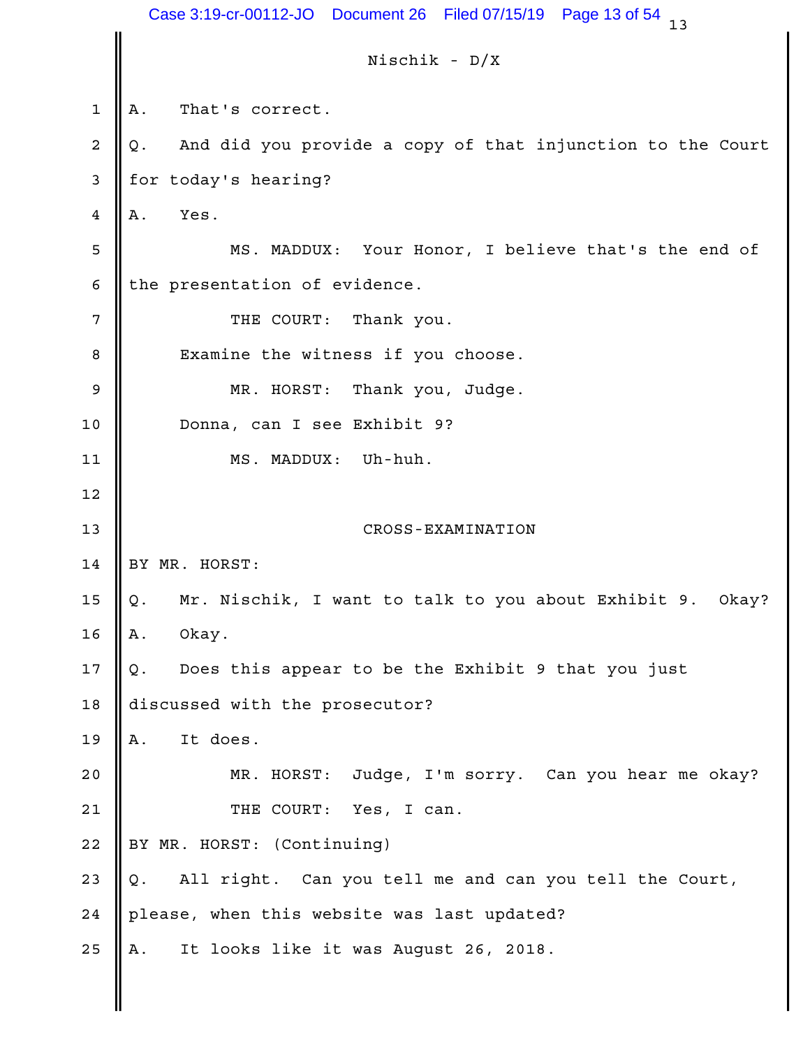Nischik - D/X

A. That's correct.

Q. And did you provide a copy of that injunction to the Court for today's hearing?

A. Yes.

MS. MADDUX: Your Honor, I believe that's the end of the presentation of evidence.

THE COURT: Thank you.

Examine the witness if you choose.

MR. HORST: Thank you, Judge.

Donna, can I see Exhibit 9?

MS. MADDUX: Uh-huh.

CROSS-EXAMINATION

BY MR. HORST:

Q. Mr. Nischik, I want to talk to you about Exhibit 9. Okay?

A. Okay.

Q. Does this appear to be the Exhibit 9 that you just discussed with the prosecutor?

A. It does.

MR. HORST: Judge, I'm sorry. Can you hear me okay?

THE COURT: Yes, I can.

BY MR. HORST: (Continuing)

Q. All right. Can you tell me and can you tell the Court, please, when this website was last updated?

A. It looks like it was August 26, 2018.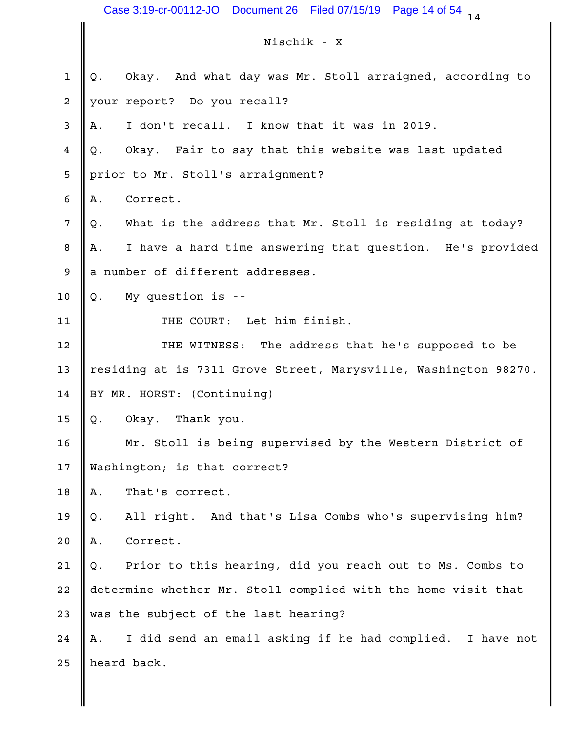Nischik - X

Q. Okay. And what day was Mr. Stoll arraigned, according to your report? Do you recall?

A. I don't recall. I know that it was in 2019.

Q. Okay. Fair to say that this website was last updated prior to Mr. Stoll's arraignment?

A. Correct.

Q. What is the address that Mr. Stoll is residing at today?

A. I have a hard time answering that question. He's provided a number of different addresses.

Q. My question is --

THE COURT: Let him finish.

THE WITNESS: The address that he's supposed to be residing at is 7311 Grove Street, Marysville, Washington 98270.

BY MR. HORST: (Continuing)

Q. Okay. Thank you.

Mr. Stoll is being supervised by the Western District of Washington; is that correct?

A. That's correct.

Q. All right. And that's Lisa Combs who's supervising him?

A. Correct.

Q. Prior to this hearing, did you reach out to Ms. Combs to determine whether Mr. Stoll complied with the home visit that was the subject of the last hearing?

A. I did send an email asking if he had complied. I have not heard back.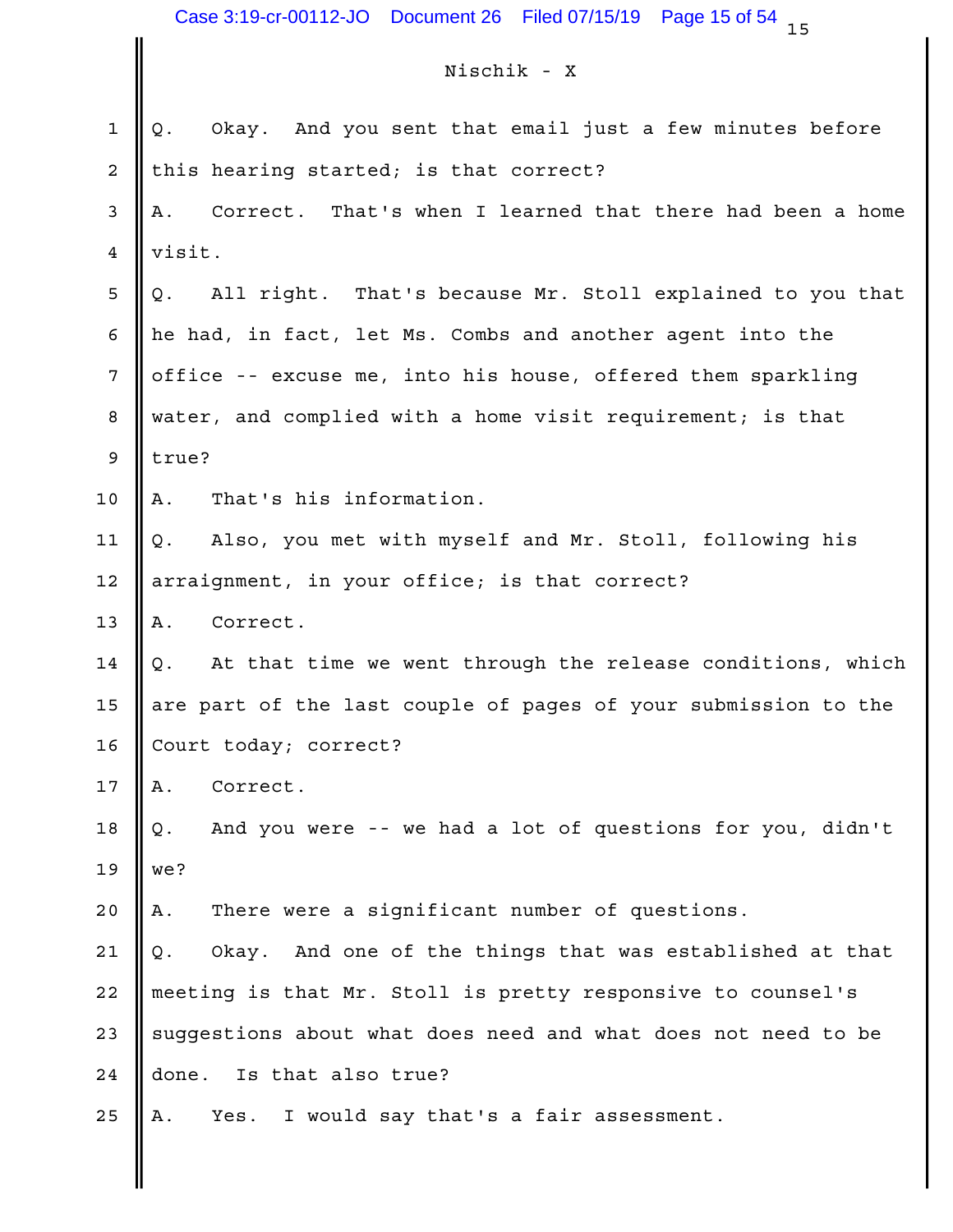Nischik - X

Q. Okay. And you sent that email just a few minutes before this hearing started; is that correct?

A. Correct. That's when I learned that there had been a home visit.

Q. All right. That's because Mr. Stoll explained to you that he had, in fact, let Ms. Combs and another agent into the office -- excuse me, into his house, offered them sparkling water, and complied with a home visit requirement; is that true?

A. That's his information.

Q. Also, you met with myself and Mr. Stoll, following his arraignment, in your office; is that correct?

A. Correct.

Q. At that time we went through the release conditions, which are part of the last couple of pages of your submission to the Court today; correct?

A. Correct.

Q. And you were -- we had a lot of questions for you, didn't we?

A. There were a significant number of questions.

Q. Okay. And one of the things that was established at that meeting is that Mr. Stoll is pretty responsive to counsel's suggestions about what does need and what does not need to be done. Is that also true?

A. Yes. I would say that's a fair assessment.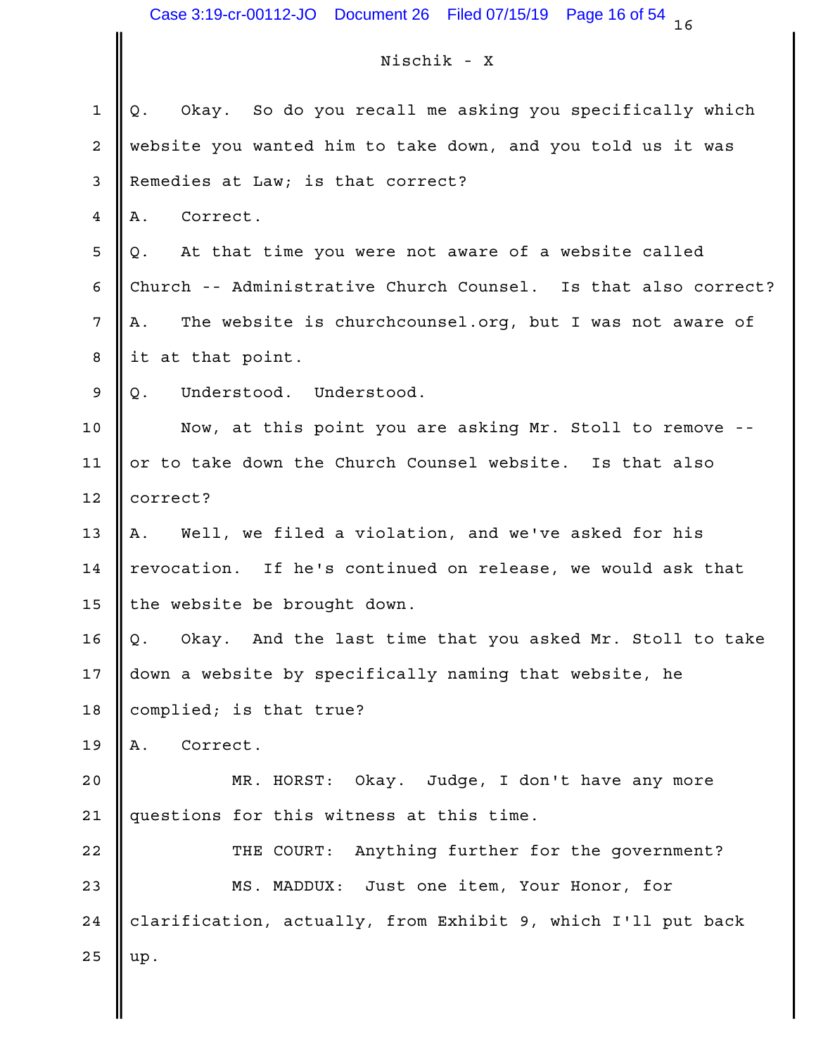Nischik - X

Q. Okay. So do you recall me asking you specifically which website you wanted him to take down, and you told us it was Remedies at Law; is that correct?

A. Correct.

Q. At that time you were not aware of a website called Church -- Administrative Church Counsel. Is that also correct?

A. The website is churchcounsel.org, but I was not aware of it at that point.

Q. Understood. Understood.

Now, at this point you are asking Mr. Stoll to remove -- or to take down the Church Counsel website. Is that also correct?

A. Well, we filed a violation, and we've asked for his revocation. If he's continued on release, we would ask that the website be brought down.

Q. Okay. And the last time that you asked Mr. Stoll to take down a website by specifically naming that website, he complied; is that true?

A. Correct.

MR. HORST: Okay. Judge, I don't have any more questions for this witness at this time.

THE COURT: Anything further for the government?

MS. MADDUX: Just one item, Your Honor, for clarification, actually, from Exhibit 9, which I'll put back up.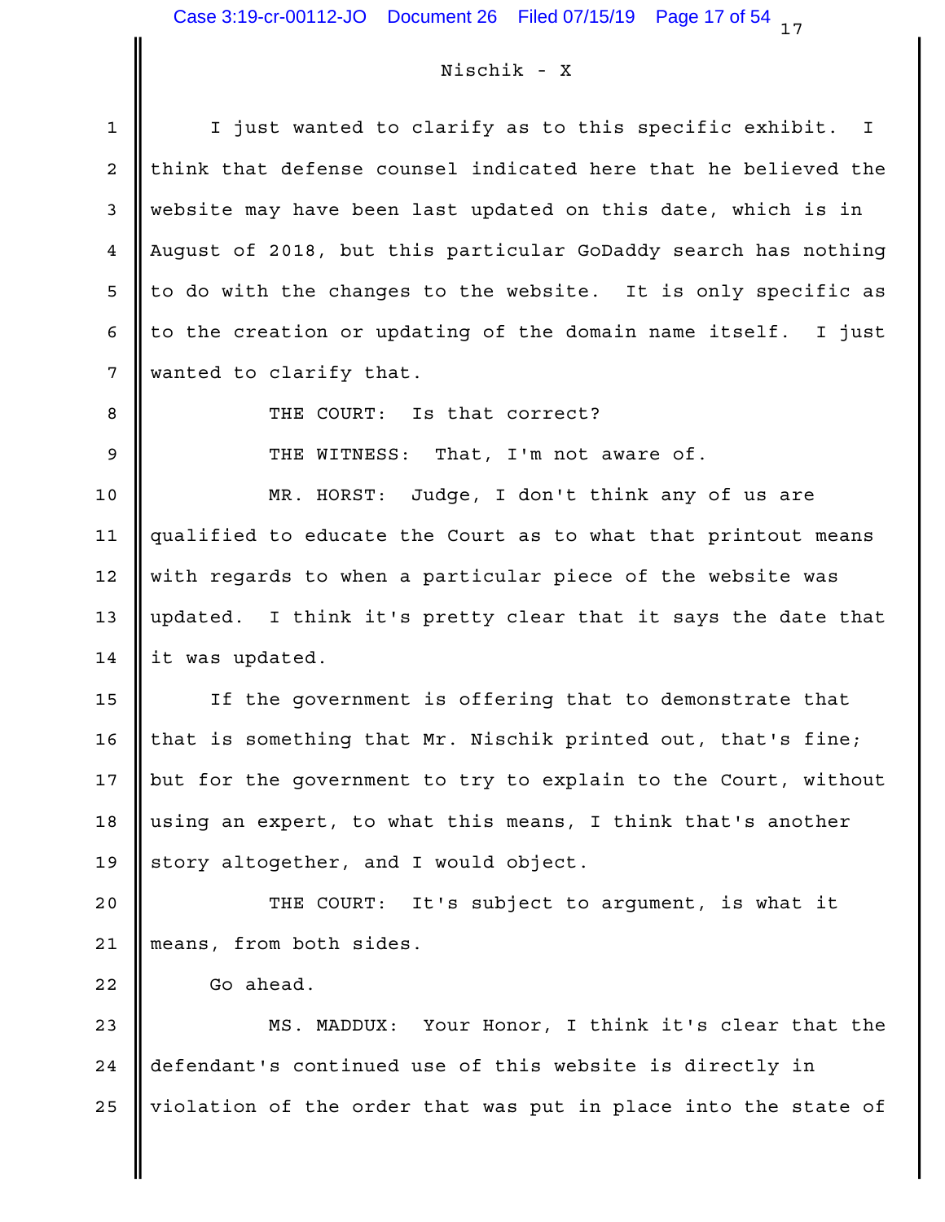Nischik - X

I just wanted to clarify as to this specific exhibit. I think that defense counsel indicated here that he believed the website may have been last updated on this date, which is in August of 2018, but this particular GoDaddy search has nothing to do with the changes to the website. It is only specific as to the creation or updating of the domain name itself. I just wanted to clarify that.

THE COURT: Is that correct?

THE WITNESS: That, I'm not aware of.

MR. HORST: Judge, I don't think any of us are qualified to educate the Court as to what that printout means with regards to when a particular piece of the website was updated. I think it's pretty clear that it says the date that it was updated.

If the government is offering that to demonstrate that that is something that Mr. Nischik printed out, that's fine; but for the government to try to explain to the Court, without using an expert, to what this means, I think that's another story altogether, and I would object.

THE COURT: It's subject to argument, is what it means, from both sides.

Go ahead.

MS. MADDUX: Your Honor, I think it's clear that the defendant's continued use of this website is directly in violation of the order that was put in place into the state of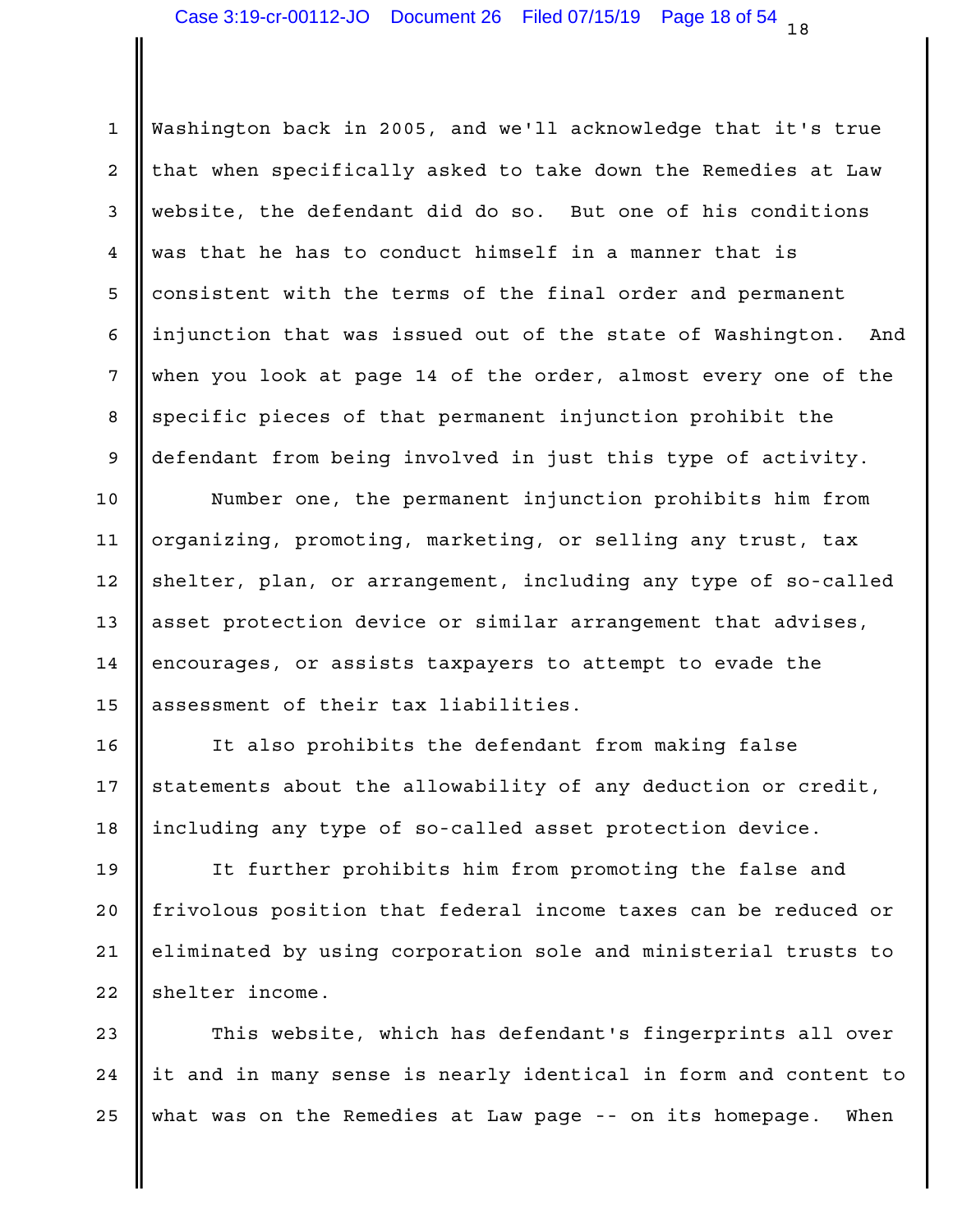Washington back in 2005, and we'll acknowledge that it's true that when specifically asked to take down the Remedies at Law website, the defendant did do so. But one of his conditions was that he has to conduct himself in a manner that is consistent with the terms of the final order and permanent injunction that was issued out of the state of Washington. And when you look at page 14 of the order, almost every one of the specific pieces of that permanent injunction prohibit the defendant from being involved in just this type of activity.

Number one, the permanent injunction prohibits him from organizing, promoting, marketing, or selling any trust, tax shelter, plan, or arrangement, including any type of so-called asset protection device or similar arrangement that advises, encourages, or assists taxpayers to attempt to evade the assessment of their tax liabilities.

It also prohibits the defendant from making false statements about the allowability of any deduction or credit, including any type of so-called asset protection device.

It further prohibits him from promoting the false and frivolous position that federal income taxes can be reduced or eliminated by using corporation sole and ministerial trusts to shelter income.

This website, which has defendant's fingerprints all over it and in many sense is nearly identical in form and content to what was on the Remedies at Law page -- on its homepage. When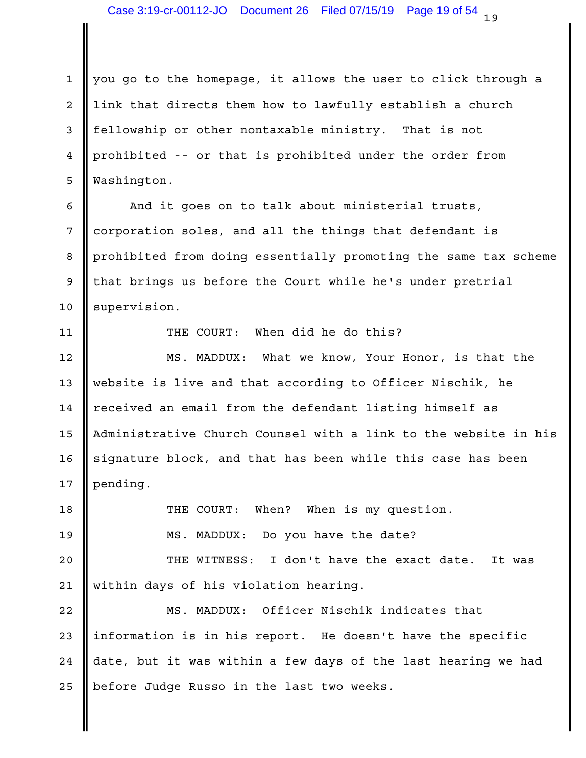you go to the homepage, it allows the user to click through a link that directs them how to lawfully establish a church fellowship or other nontaxable ministry. That is not prohibited -- or that is prohibited under the order from Washington.

And it goes on to talk about ministerial trusts, corporation soles, and all the things that defendant is prohibited from doing essentially promoting the same tax scheme that brings us before the Court while he's under pretrial supervision.

THE COURT: When did he do this?

MS. MADDUX: What we know, Your Honor, is that the website is live and that according to Officer Nischik, he received an email from the defendant listing himself as Administrative Church Counsel with a link to the website in his signature block, and that has been while this case has been pending.

THE COURT: When? When is my question.

MS. MADDUX: Do you have the date?

THE WITNESS: I don't have the exact date. It was within days of his violation hearing.

MS. MADDUX: Officer Nischik indicates that information is in his report. He doesn't have the specific date, but it was within a few days of the last hearing we had before Judge Russo in the last two weeks.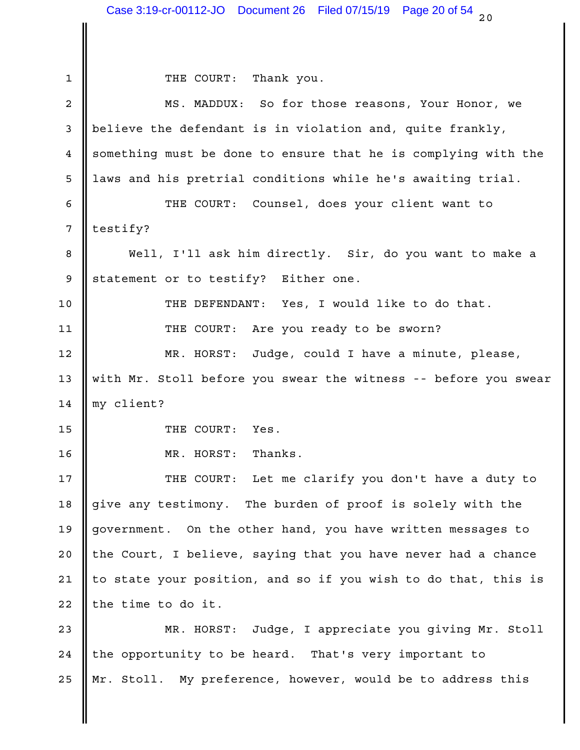THE COURT: Thank you.

MS. MADDUX: So for those reasons, Your Honor, we believe the defendant is in violation and, quite frankly, something must be done to ensure that he is complying with the laws and his pretrial conditions while he's awaiting trial.

THE COURT: Counsel, does your client want to testify?

Well, I'll ask him directly. Sir, do you want to make a statement or to testify? Either one.

THE DEFENDANT: Yes, I would like to do that.

THE COURT: Are you ready to be sworn?

MR. HORST: Judge, could I have a minute, please, with Mr. Stoll before you swear the witness -- before you swear my client?

THE COURT: Yes.

MR. HORST: Thanks.

THE COURT: Let me clarify you don't have a duty to give any testimony. The burden of proof is solely with the government. On the other hand, you have written messages to the Court, I believe, saying that you have never had a chance to state your position, and so if you wish to do that, this is the time to do it.

MR. HORST: Judge, I appreciate you giving Mr. Stoll the opportunity to be heard. That's very important to Mr. Stoll. My preference, however, would be to address this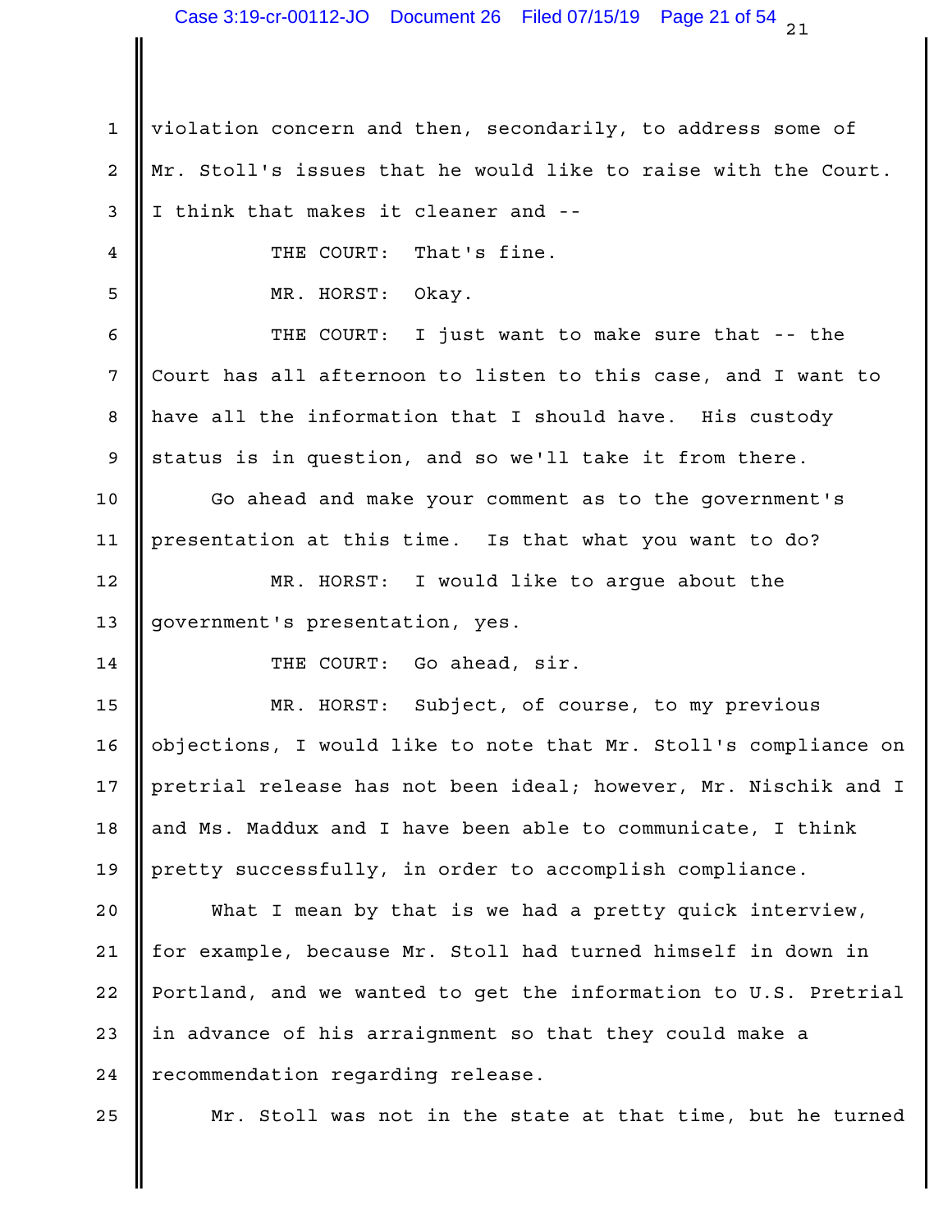violation concern and then, secondarily, to address some of Mr. Stoll's issues that he would like to raise with the Court. I think that makes it cleaner and --

THE COURT: That's fine.

MR. HORST: Okay.

THE COURT: I just want to make sure that -- the Court has all afternoon to listen to this case, and I want to have all the information that I should have. His custody status is in question, and so we'll take it from there.

Go ahead and make your comment as to the government's presentation at this time. Is that what you want to do?

MR. HORST: I would like to argue about the government's presentation, yes.

THE COURT: Go ahead, sir.

MR. HORST: Subject, of course, to my previous objections, I would like to note that Mr. Stoll's compliance on pretrial release has not been ideal; however, Mr. Nischik and I and Ms. Maddux and I have been able to communicate, I think pretty successfully, in order to accomplish compliance.

What I mean by that is we had a pretty quick interview, for example, because Mr. Stoll had turned himself in down in Portland, and we wanted to get the information to U.S. Pretrial in advance of his arraignment so that they could make a recommendation regarding release.

Mr. Stoll was not in the state at that time, but he turned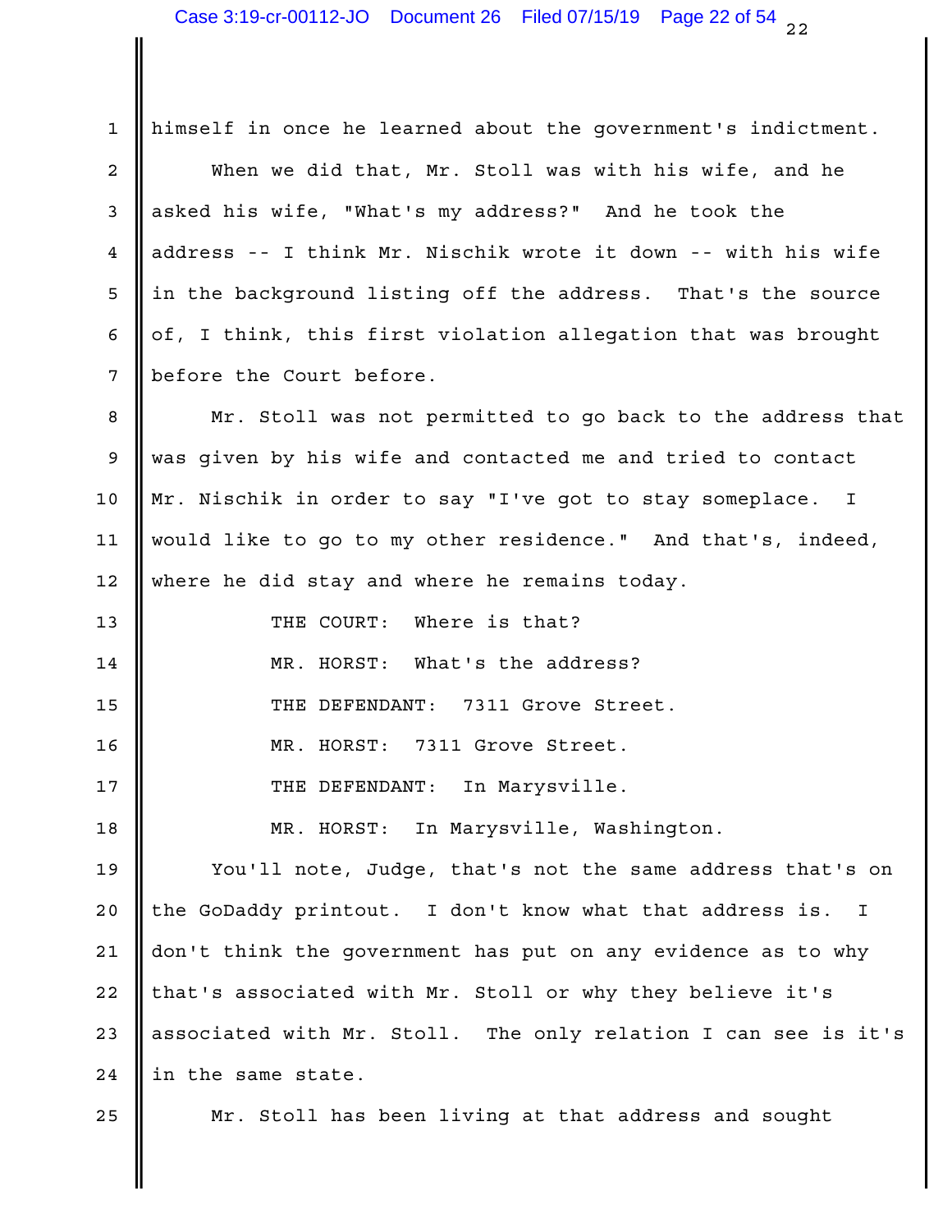himself in once he learned about the government's indictment.

When we did that, Mr. Stoll was with his wife, and he asked his wife, "What's my address?" And he took the address -- I think Mr. Nischik wrote it down -- with his wife in the background listing off the address. That's the source of, I think, this first violation allegation that was brought before the Court before.

Mr. Stoll was not permitted to go back to the address that was given by his wife and contacted me and tried to contact Mr. Nischik in order to say "I've got to stay someplace. I would like to go to my other residence." And that's, indeed, where he did stay and where he remains today.

THE COURT: Where is that?

MR. HORST: What's the address?

THE DEFENDANT: 7311 Grove Street.

MR. HORST: 7311 Grove Street.

THE DEFENDANT: In Marysville.

MR. HORST: In Marysville, Washington.

You'll note, Judge, that's not the same address that's on the GoDaddy printout. I don't know what that address is. I don't think the government has put on any evidence as to why that's associated with Mr. Stoll or why they believe it's associated with Mr. Stoll. The only relation I can see is it's in the same state.

Mr. Stoll has been living at that address and sought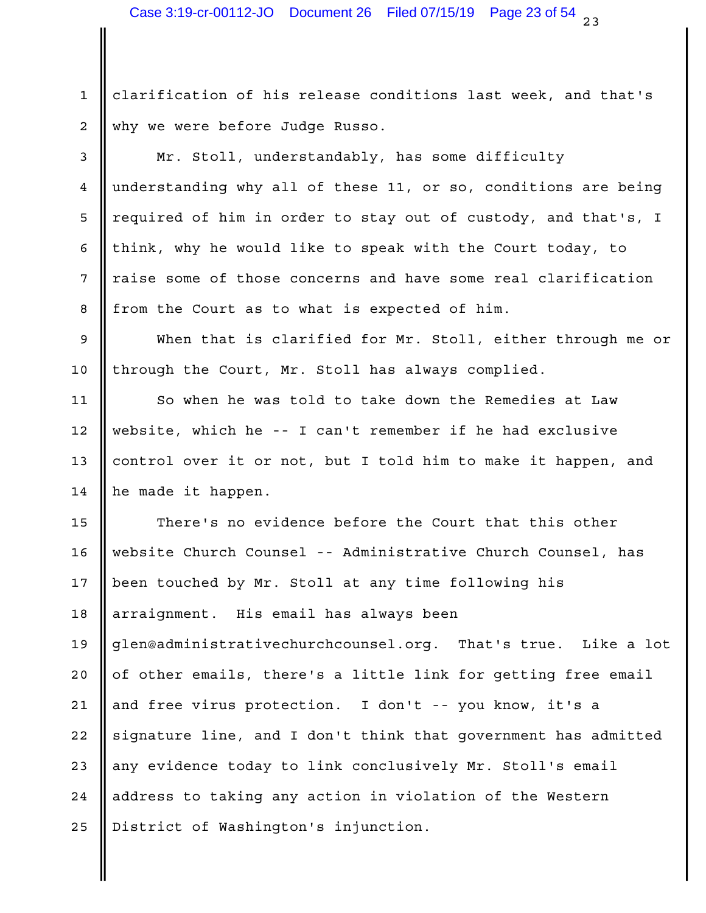clarification of his release conditions last week, and that's why we were before Judge Russo.

Mr. Stoll, understandably, has some difficulty understanding why all of these 11, or so, conditions are being required of him in order to stay out of custody, and that's, I think, why he would like to speak with the Court today, to raise some of those concerns and have some real clarification from the Court as to what is expected of him.

When that is clarified for Mr. Stoll, either through me or through the Court, Mr. Stoll has always complied.

So when he was told to take down the Remedies at Law website, which he -- I can't remember if he had exclusive control over it or not, but I told him to make it happen, and he made it happen.

There's no evidence before the Court that this other website Church Counsel -- Administrative Church Counsel, has been touched by Mr. Stoll at any time following his arraignment. His email has always been glen@administrativechurchcounsel.org. That's true. Like a lot of other emails, there's a little link for getting free email and free virus protection. I don't -- you know, it's a signature line, and I don't think that government has admitted any evidence today to link conclusively Mr. Stoll's email address to taking any action in violation of the Western District of Washington's injunction.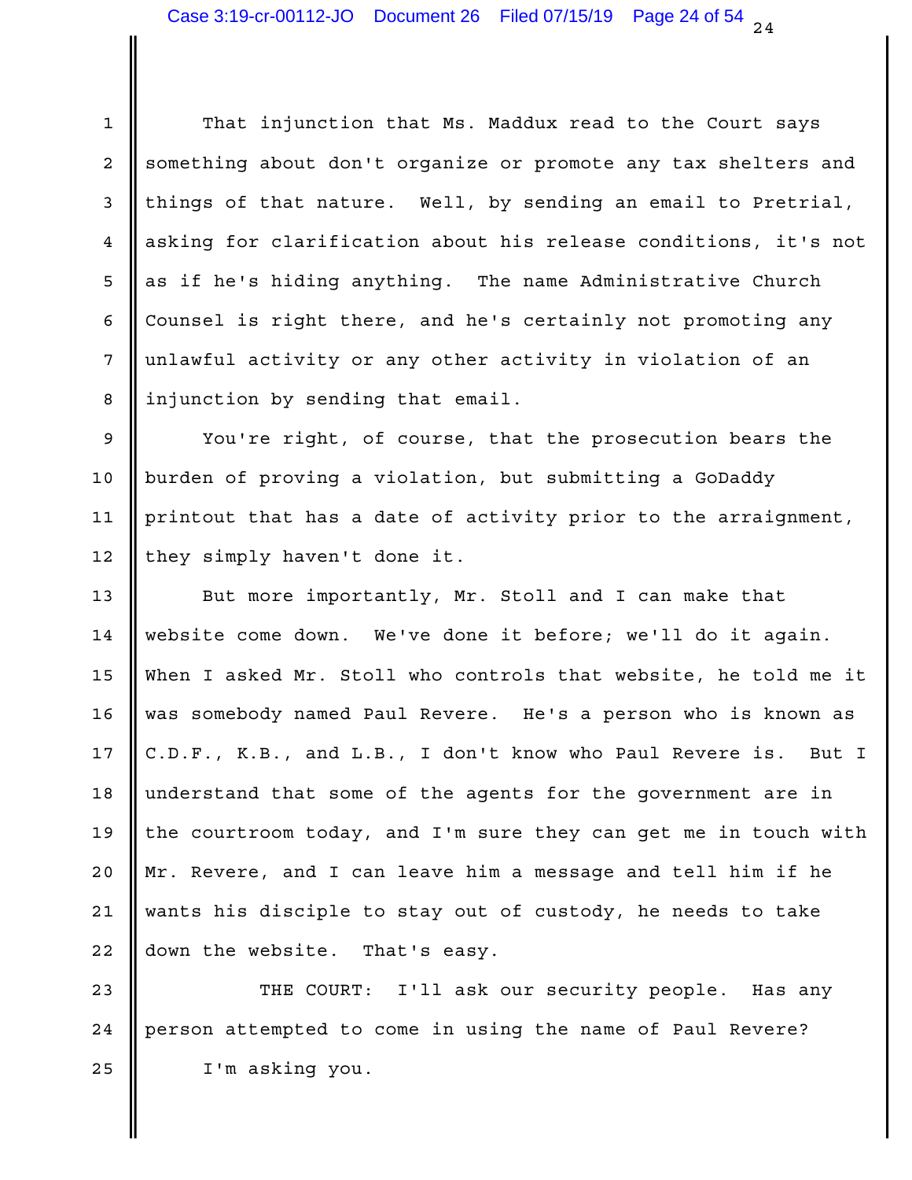That injunction that Ms. Maddux read to the Court says something about don't organize or promote any tax shelters and things of that nature. Well, by sending an email to Pretrial, asking for clarification about his release conditions, it's not as if he's hiding anything. The name Administrative Church Counsel is right there, and he's certainly not promoting any unlawful activity or any other activity in violation of an injunction by sending that email.

You're right, of course, that the prosecution bears the burden of proving a violation, but submitting a GoDaddy printout that has a date of activity prior to the arraignment, they simply haven't done it.

But more importantly, Mr. Stoll and I can make that website come down. We've done it before; we'll do it again. When I asked Mr. Stoll who controls that website, he told me it was somebody named Paul Revere. He's a person who is known as C.D.F., K.B., and L.B., I don't know who Paul Revere is. But I understand that some of the agents for the government are in the courtroom today, and I'm sure they can get me in touch with Mr. Revere, and I can leave him a message and tell him if he wants his disciple to stay out of custody, he needs to take down the website. That's easy.

THE COURT: I'll ask our security people. Has any person attempted to come in using the name of Paul Revere?

I'm asking you.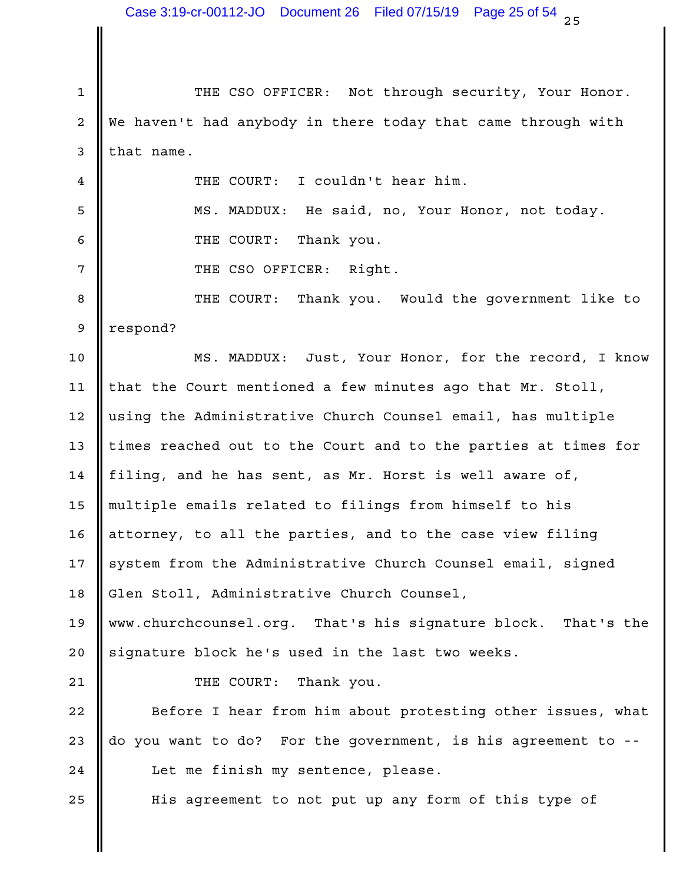THE CSO OFFICER: Not through security, Your Honor. We haven't had anybody in there today that came through with that name.

THE COURT: I couldn't hear him.

MS. MADDUX: He said, no, Your Honor, not today.

THE COURT: Thank you.

THE CSO OFFICER: Right.

THE COURT: Thank you. Would the government like to respond?

MS. MADDUX: Just, Your Honor, for the record, I know that the Court mentioned a few minutes ago that Mr. Stoll, using the Administrative Church Counsel email, has multiple times reached out to the Court and to the parties at times for filing, and he has sent, as Mr. Horst is well aware of, multiple emails related to filings from himself to his attorney, to all the parties, and to the case view filing system from the Administrative Church Counsel email, signed Glen Stoll, Administrative Church Counsel, www.churchcounsel.org. That's his signature block. That's the signature block he's used in the last two weeks.

THE COURT: Thank you.

Before I hear from him about protesting other issues, what do you want to do? For the government, is his agreement to --

Let me finish my sentence, please.

His agreement to not put up any form of this type of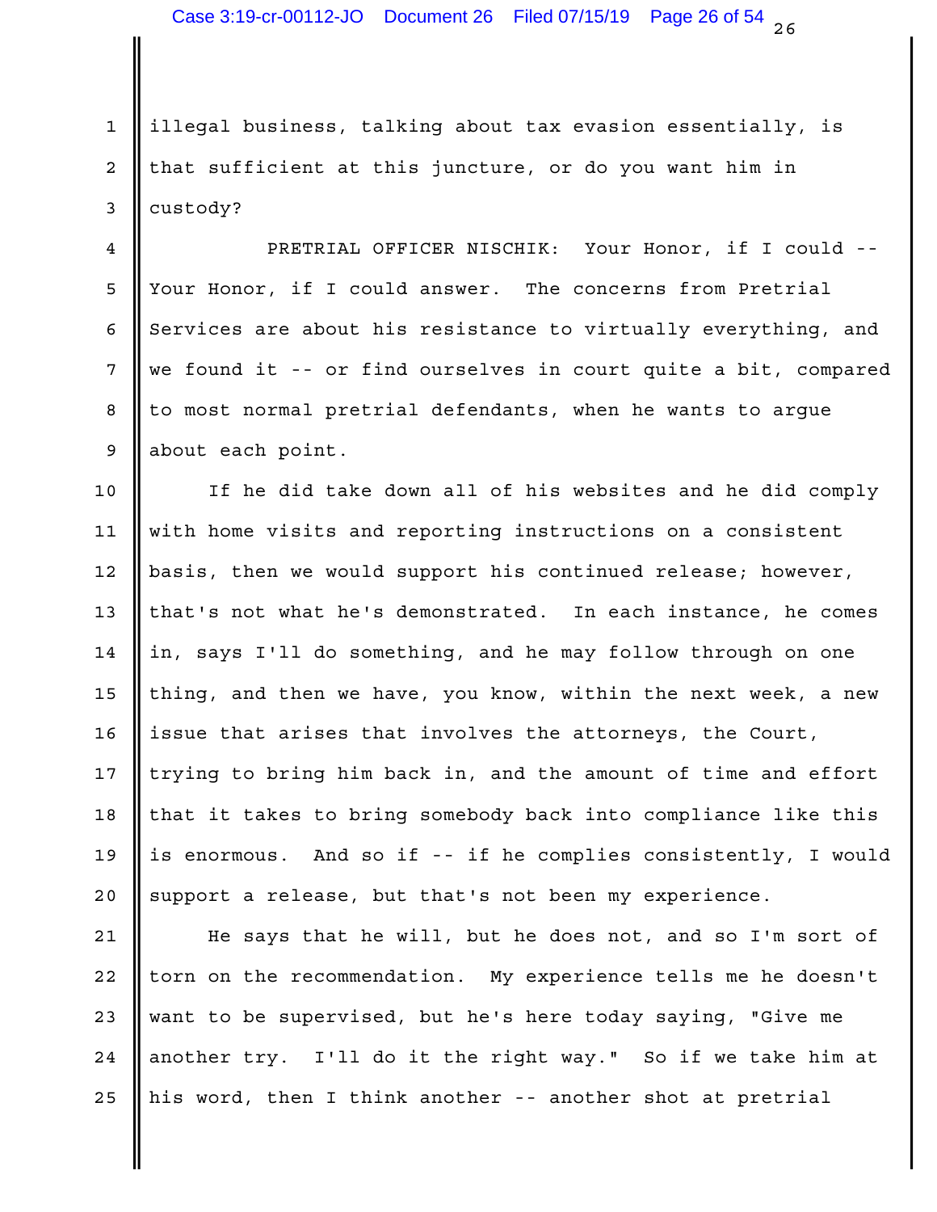illegal business, talking about tax evasion essentially, is that sufficient at this juncture, or do you want him in custody?

PRETRIAL OFFICER NISCHIK: Your Honor, if I could -- Your Honor, if I could answer. The concerns from Pretrial Services are about his resistance to virtually everything, and we found it -- or find ourselves in court quite a bit, compared to most normal pretrial defendants, when he wants to argue about each point.

If he did take down all of his websites and he did comply with home visits and reporting instructions on a consistent basis, then we would support his continued release; however, that's not what he's demonstrated. In each instance, he comes in, says I'll do something, and he may follow through on one thing, and then we have, you know, within the next week, a new issue that arises that involves the attorneys, the Court, trying to bring him back in, and the amount of time and effort that it takes to bring somebody back into compliance like this is enormous. And so if -- if he complies consistently, I would support a release, but that's not been my experience.

He says that he will, but he does not, and so I'm sort of torn on the recommendation. My experience tells me he doesn't want to be supervised, but he's here today saying, "Give me another try. I'll do it the right way." So if we take him at his word, then I think another -- another shot at pretrial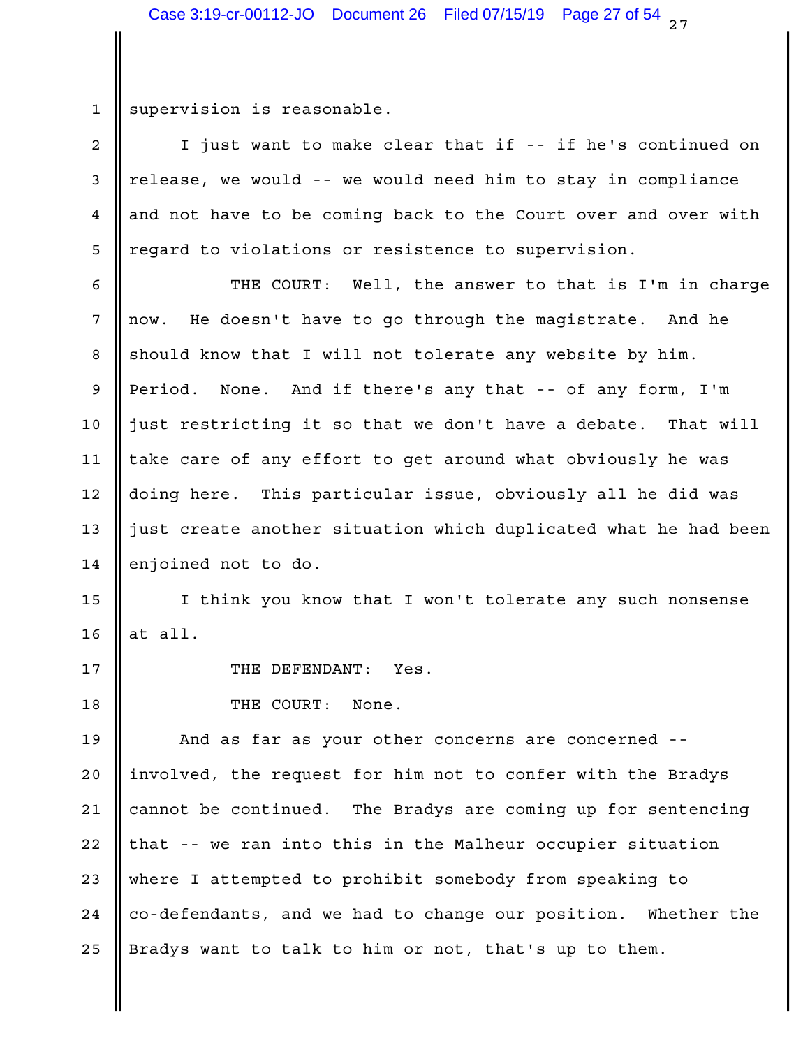supervision is reasonable.

I just want to make clear that if -- if he's continued on release, we would -- we would need him to stay in compliance and not have to be coming back to the Court over and over with regard to violations or resistence to supervision.

THE COURT: Well, the answer to that is I'm in charge now. He doesn't have to go through the magistrate. And he should know that I will not tolerate any website by him. Period. None. And if there's any that -- of any form, I'm just restricting it so that we don't have a debate. That will take care of any effort to get around what obviously he was doing here. This particular issue, obviously all he did was just create another situation which duplicated what he had been enjoined not to do.

I think you know that I won't tolerate any such nonsense at all.

THE DEFENDANT: Yes.

THE COURT: None.

And as far as your other concerns are concerned -- involved, the request for him not to confer with the Bradys cannot be continued. The Bradys are coming up for sentencing that -- we ran into this in the Malheur occupier situation where I attempted to prohibit somebody from speaking to co-defendants, and we had to change our position. Whether the Bradys want to talk to him or not, that's up to them.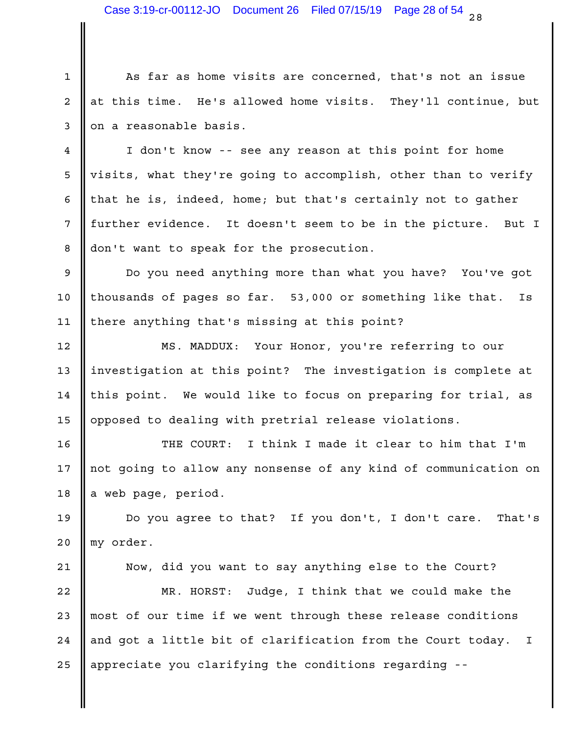As far as home visits are concerned, that's not an issue at this time. He's allowed home visits. They'll continue, but on a reasonable basis.

I don't know -- see any reason at this point for home visits, what they're going to accomplish, other than to verify that he is, indeed, home; but that's certainly not to gather further evidence. It doesn't seem to be in the picture. But I don't want to speak for the prosecution.

Do you need anything more than what you have? You've got thousands of pages so far. 53,000 or something like that. Is there anything that's missing at this point?

MS. MADDUX: Your Honor, you're referring to our investigation at this point? The investigation is complete at this point. We would like to focus on preparing for trial, as opposed to dealing with pretrial release violations.

THE COURT: I think I made it clear to him that I'm not going to allow any nonsense of any kind of communication on a web page, period.

Do you agree to that? If you don't, I don't care. That's my order.

Now, did you want to say anything else to the Court?

MR. HORST: Judge, I think that we could make the most of our time if we went through these release conditions and got a little bit of clarification from the Court today. I appreciate you clarifying the conditions regarding --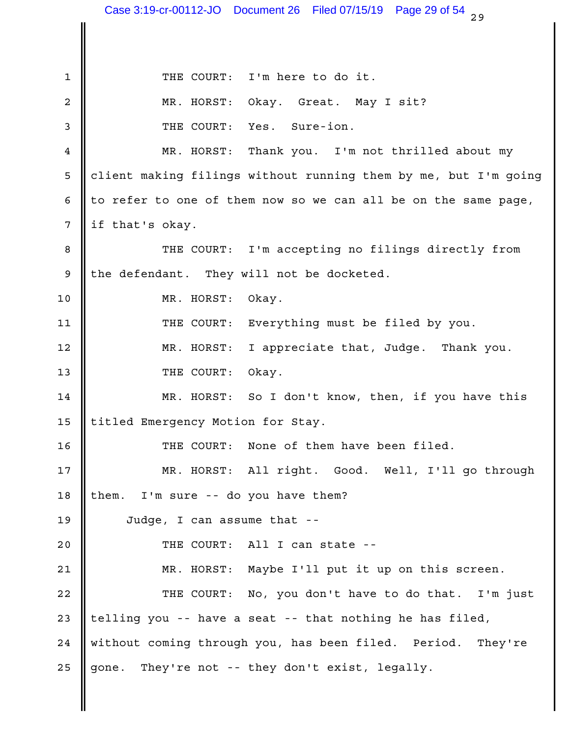THE COURT: I'm here to do it.

MR. HORST: Okay. Great. May I sit?

THE COURT: Yes. Sure-ion.

MR. HORST: Thank you. I'm not thrilled about my client making filings without running them by me, but I'm going to refer to one of them now so we can all be on the same page, if that's okay.

THE COURT: I'm accepting no filings directly from the defendant. They will not be docketed.

MR. HORST: Okay.

THE COURT: Everything must be filed by you.

MR. HORST: I appreciate that, Judge. Thank you.

THE COURT: Okay.

MR. HORST: So I don't know, then, if you have this titled Emergency Motion for Stay.

THE COURT: None of them have been filed.

MR. HORST: All right. Good. Well, I'll go through them. I'm sure -- do you have them?

Judge, I can assume that --

THE COURT: All I can state --

MR. HORST: Maybe I'll put it up on this screen.

THE COURT: No, you don't have to do that. I'm just telling you -- have a seat -- that nothing he has filed, without coming through you, has been filed. Period. They're gone. They're not -- they don't exist, legally.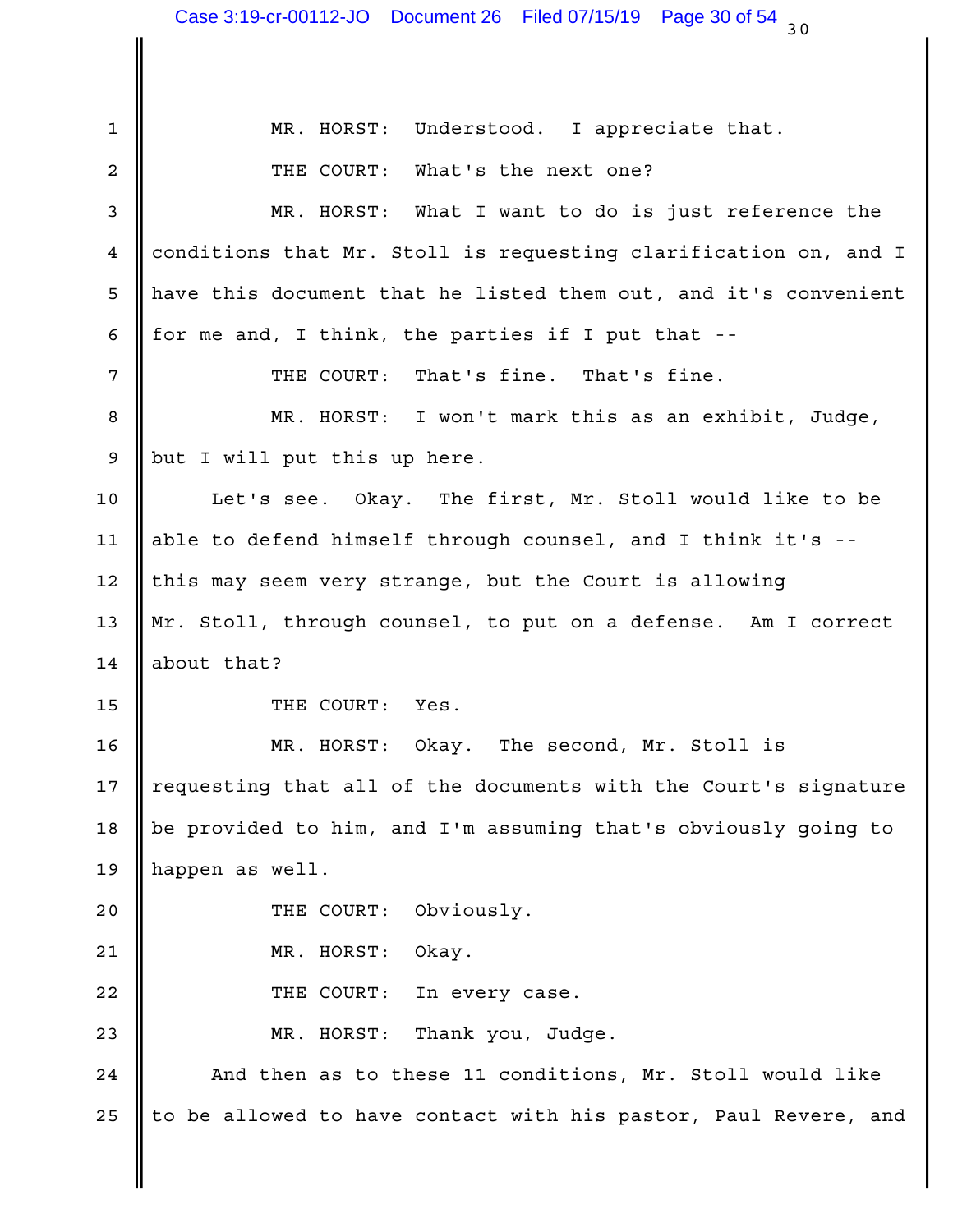MR. HORST: Understood. I appreciate that.

THE COURT: What's the next one?

MR. HORST: What I want to do is just reference the conditions that Mr. Stoll is requesting clarification on, and I have this document that he listed them out, and it's convenient for me and, I think, the parties if I put that --

THE COURT: That's fine. That's fine.

MR. HORST: I won't mark this as an exhibit, Judge, but I will put this up here.

Let's see. Okay. The first, Mr. Stoll would like to be able to defend himself through counsel, and I think it's -- this may seem very strange, but the Court is allowing Mr. Stoll, through counsel, to put on a defense. Am I correct about that?

THE COURT: Yes.

MR. HORST: Okay. The second, Mr. Stoll is requesting that all of the documents with the Court's signature be provided to him, and I'm assuming that's obviously going to happen as well.

THE COURT: Obviously.

MR. HORST: Okay.

THE COURT: In every case.

MR. HORST: Thank you, Judge.

And then as to these 11 conditions, Mr. Stoll would like to be allowed to have contact with his pastor, Paul Revere, and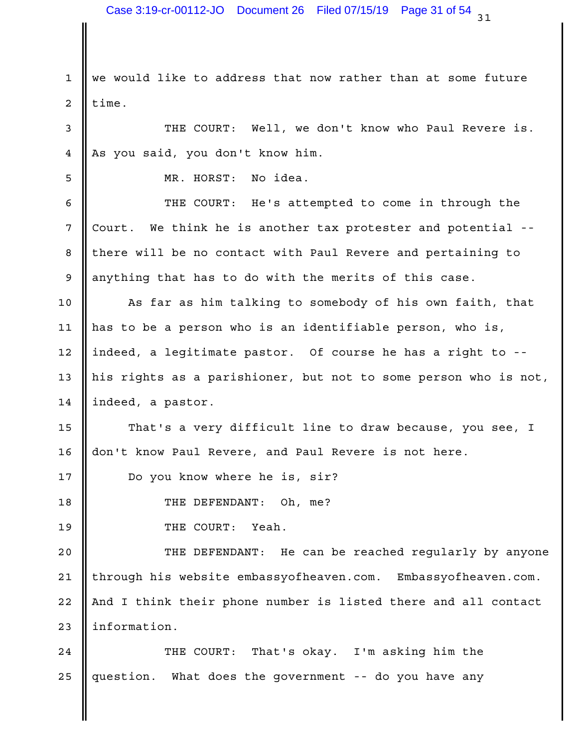we would like to address that now rather than at some future time.

THE COURT: Well, we don't know who Paul Revere is. As you said, you don't know him.

MR. HORST: No idea.

THE COURT: He's attempted to come in through the Court. We think he is another tax protester and potential -- there will be no contact with Paul Revere and pertaining to anything that has to do with the merits of this case.

As far as him talking to somebody of his own faith, that has to be a person who is an identifiable person, who is, indeed, a legitimate pastor. Of course he has a right to -- his rights as a parishioner, but not to some person who is not, indeed, a pastor.

That's a very difficult line to draw because, you see, I don't know Paul Revere, and Paul Revere is not here.

Do you know where he is, sir?

THE DEFENDANT: Oh, me?

THE COURT: Yeah.

THE DEFENDANT: He can be reached regularly by anyone through his website embassyofheaven.com. Embassyofheaven.com. And I think their phone number is listed there and all contact information.

THE COURT: That's okay. I'm asking him the question. What does the government -- do you have any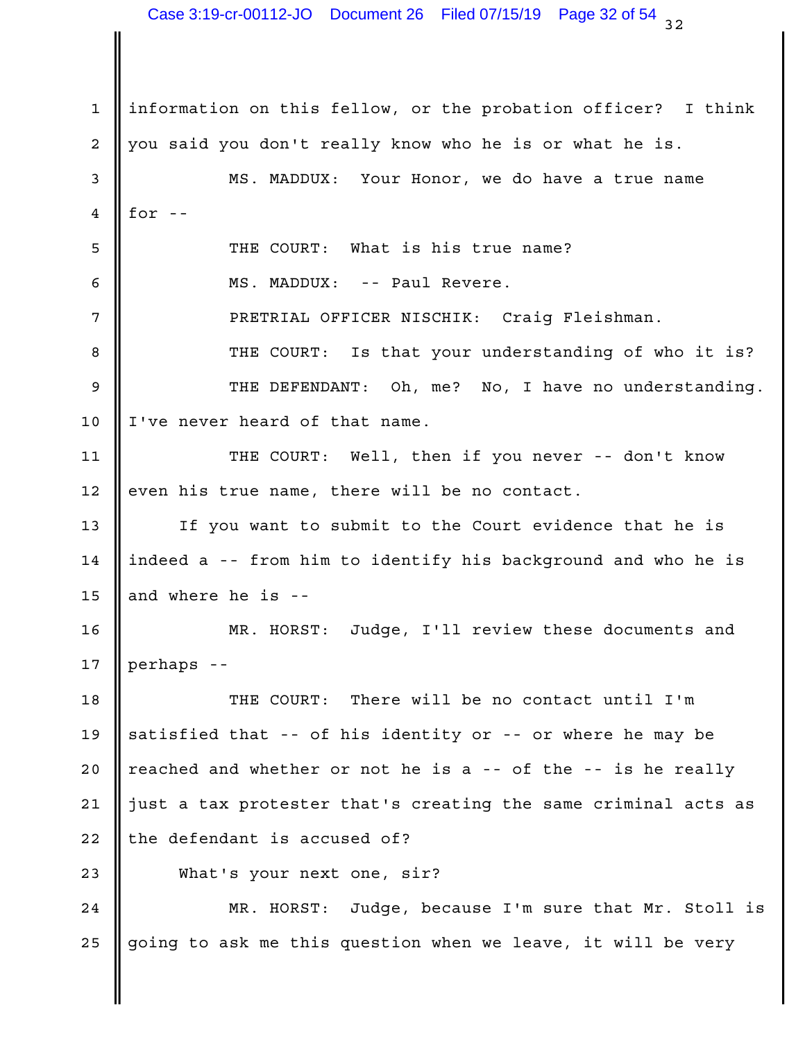information on this fellow, or the probation officer? I think you said you don't really know who he is or what he is.

MS. MADDUX: Your Honor, we do have a true name for --

THE COURT: What is his true name?

MS. MADDUX: -- Paul Revere.

PRETRIAL OFFICER NISCHIK: Craig Fleishman.

THE COURT: Is that your understanding of who it is?

THE DEFENDANT: Oh, me? No, I have no understanding. I've never heard of that name.

THE COURT: Well, then if you never -- don't know even his true name, there will be no contact.

If you want to submit to the Court evidence that he is indeed a -- from him to identify his background and who he is and where he is --

MR. HORST: Judge, I'll review these documents and perhaps --

THE COURT: There will be no contact until I'm satisfied that -- of his identity or -- or where he may be reached and whether or not he is a -- of the -- is he really just a tax protester that's creating the same criminal acts as the defendant is accused of?

What's your next one, sir?

MR. HORST: Judge, because I'm sure that Mr. Stoll is going to ask me this question when we leave, it will be very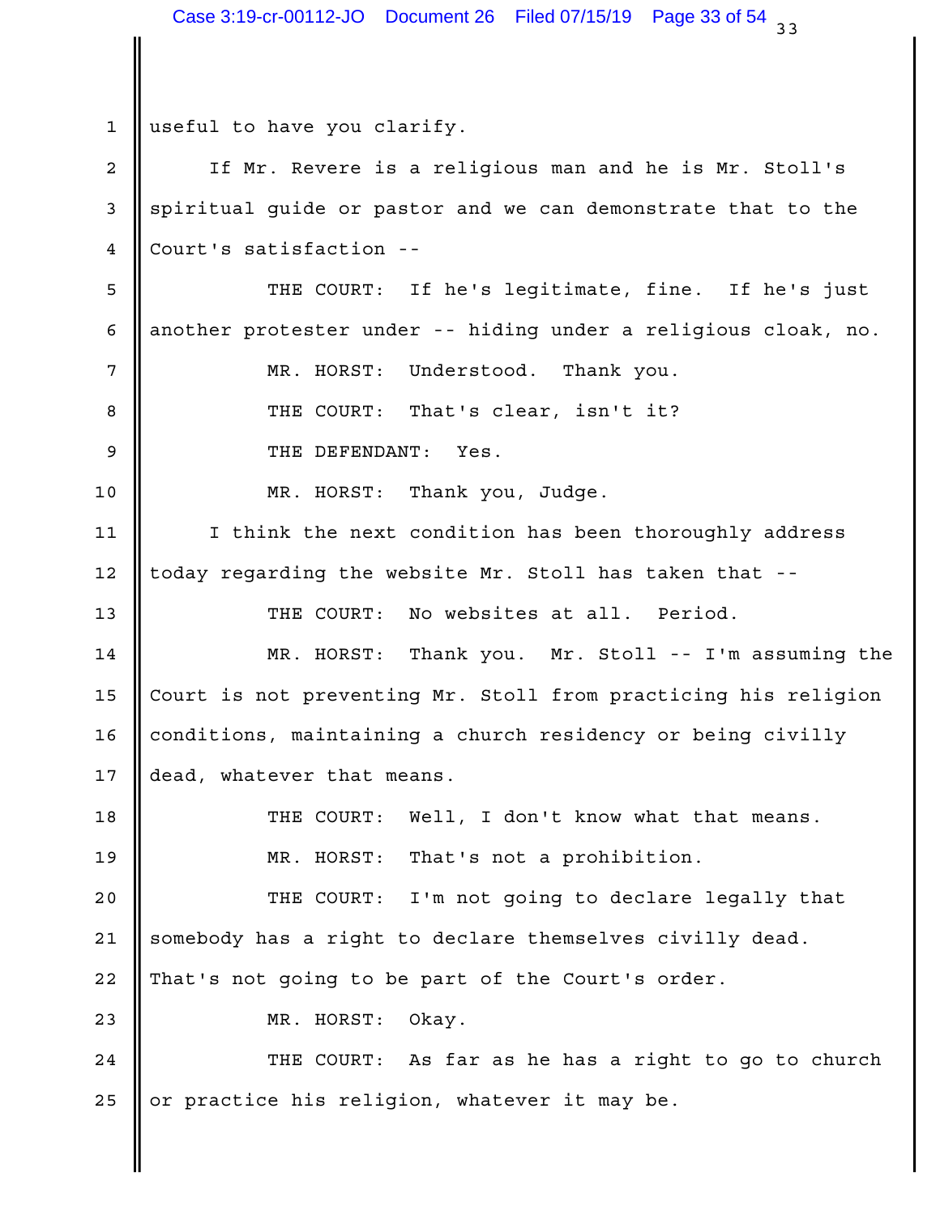useful to have you clarify.

If Mr. Revere is a religious man and he is Mr. Stoll's spiritual guide or pastor and we can demonstrate that to the Court's satisfaction --

THE COURT: If he's legitimate, fine. If he's just another protester under -- hiding under a religious cloak, no.

MR. HORST: Understood. Thank you.

THE COURT: That's clear, isn't it?

THE DEFENDANT: Yes.

MR. HORST: Thank you, Judge.

I think the next condition has been thoroughly address today regarding the website Mr. Stoll has taken that --

THE COURT: No websites at all. Period.

MR. HORST: Thank you. Mr. Stoll -- I'm assuming the Court is not preventing Mr. Stoll from practicing his religion conditions, maintaining a church residency or being civilly dead, whatever that means.

THE COURT: Well, I don't know what that means.

MR. HORST: That's not a prohibition.

THE COURT: I'm not going to declare legally that somebody has a right to declare themselves civilly dead. That's not going to be part of the Court's order.

MR. HORST: Okay.

THE COURT: As far as he has a right to go to church or practice his religion, whatever it may be.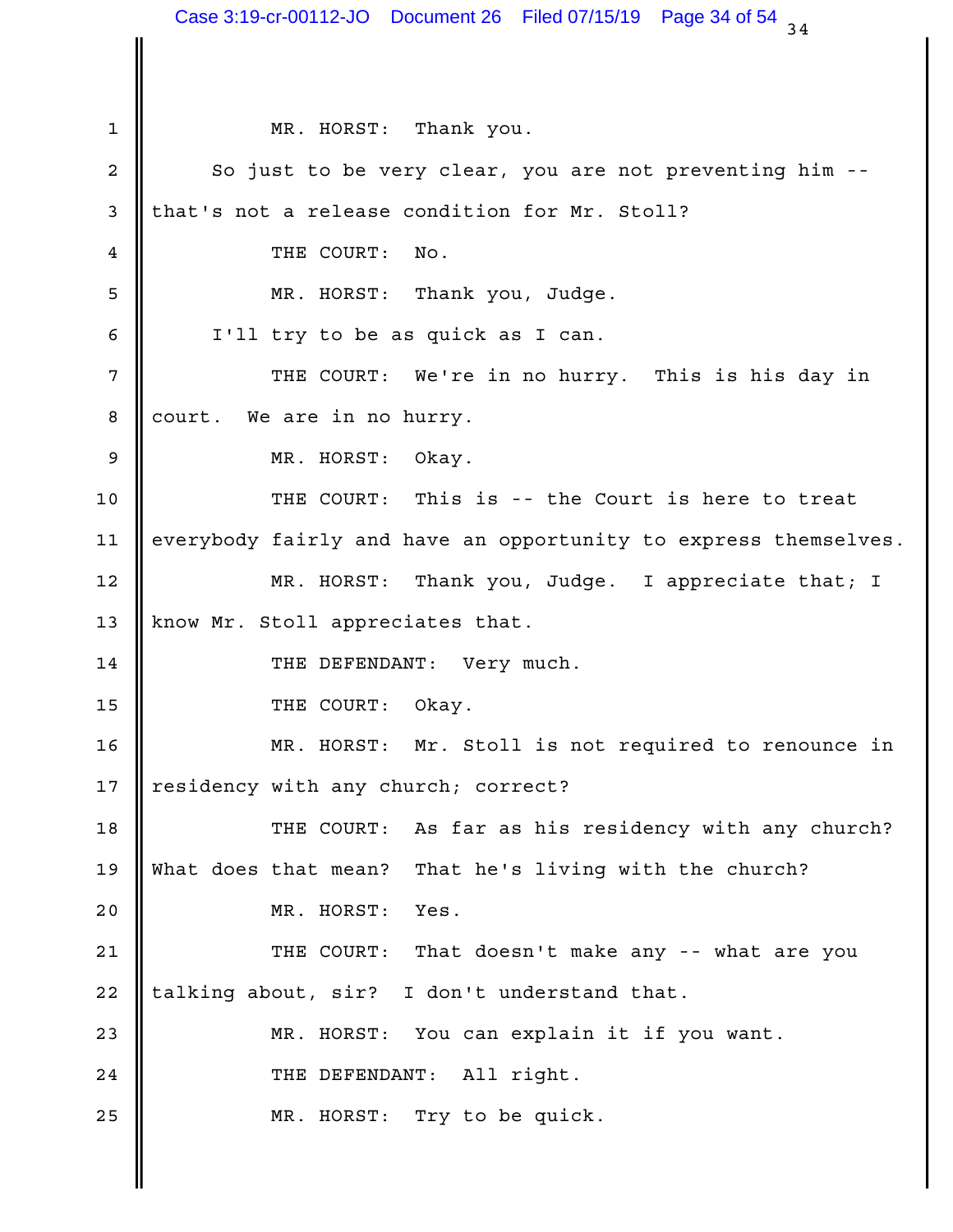MR. HORST: Thank you.

So just to be very clear, you are not preventing him -- that's not a release condition for Mr. Stoll?

THE COURT: No.

MR. HORST: Thank you, Judge.

I'll try to be as quick as I can.

THE COURT: We're in no hurry. This is his day in court. We are in no hurry.

MR. HORST: Okay.

THE COURT: This is -- the Court is here to treat everybody fairly and have an opportunity to express themselves.

MR. HORST: Thank you, Judge. I appreciate that; I know Mr. Stoll appreciates that.

THE DEFENDANT: Very much.

THE COURT: Okay.

MR. HORST: Mr. Stoll is not required to renounce in residency with any church; correct?

THE COURT: As far as his residency with any church? What does that mean? That he's living with the church?

MR. HORST: Yes.

THE COURT: That doesn't make any -- what are you talking about, sir? I don't understand that.

MR. HORST: You can explain it if you want.

THE DEFENDANT: All right.

MR. HORST: Try to be quick.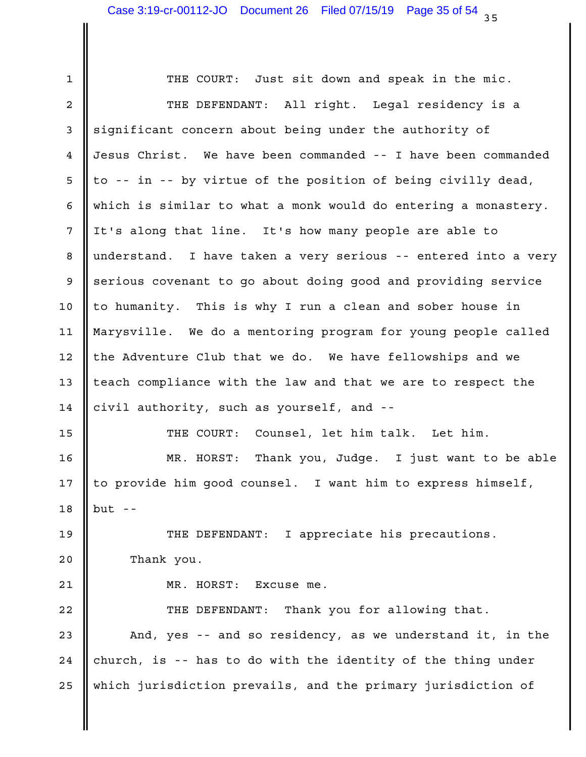THE COURT: Just sit down and speak in the mic.

THE DEFENDANT: All right. Legal residency is a significant concern about being under the authority of Jesus Christ. We have been commanded -- I have been commanded to -- in -- by virtue of the position of being civilly dead, which is similar to what a monk would do entering a monastery. It's along that line. It's how many people are able to understand. I have taken a very serious -- entered into a very serious covenant to go about doing good and providing service to humanity. This is why I run a clean and sober house in Marysville. We do a mentoring program for young people called the Adventure Club that we do. We have fellowships and we teach compliance with the law and that we are to respect the civil authority, such as yourself, and --

THE COURT: Counsel, let him talk. Let him.

MR. HORST: Thank you, Judge. I just want to be able to provide him good counsel. I want him to express himself, but --

THE DEFENDANT: I appreciate his precautions. Thank you.

MR. HORST: Excuse me.

THE DEFENDANT: Thank you for allowing that.

And, yes -- and so residency, as we understand it, in the church, is -- has to do with the identity of the thing under which jurisdiction prevails, and the primary jurisdiction of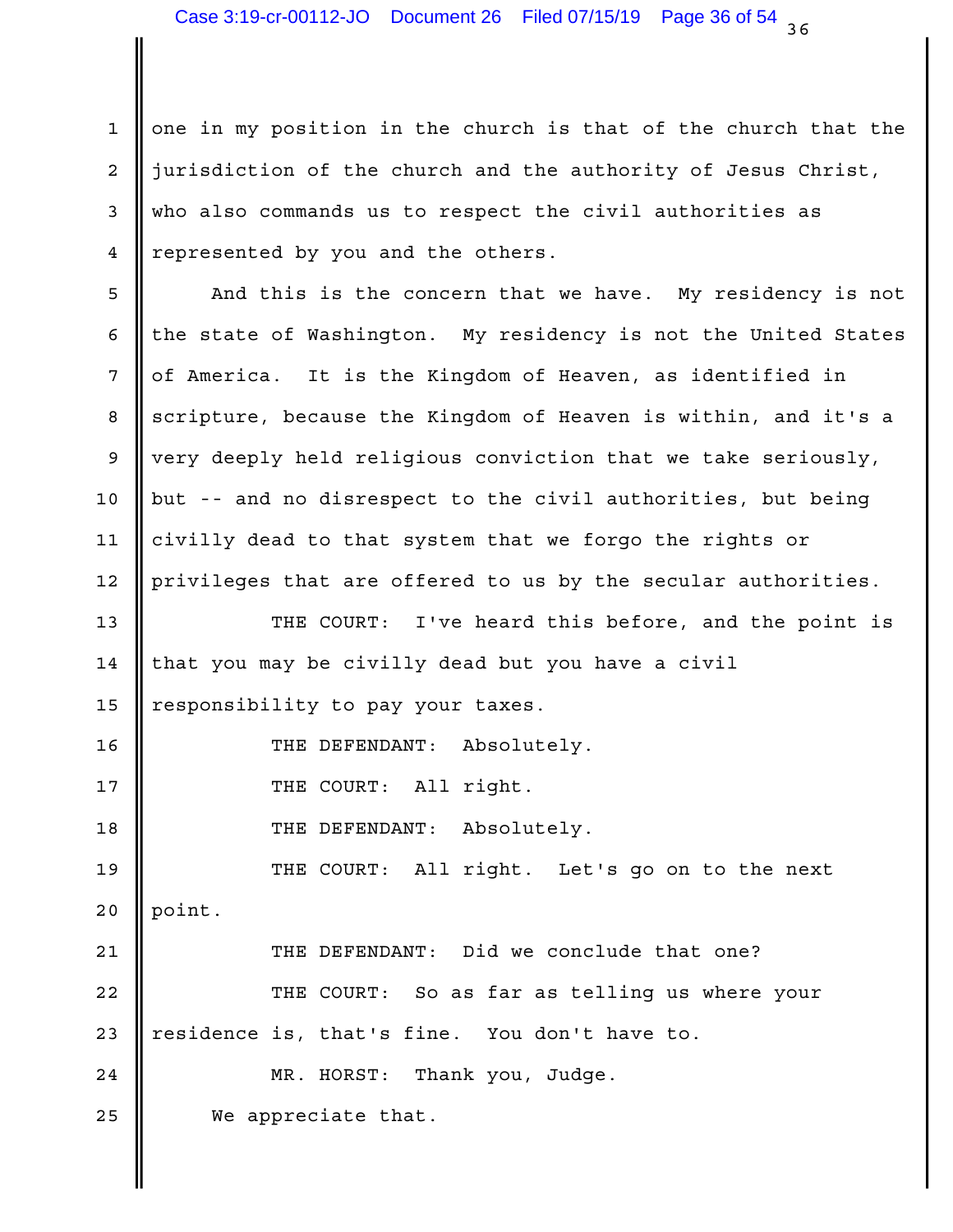one in my position in the church is that of the church that the jurisdiction of the church and the authority of Jesus Christ, who also commands us to respect the civil authorities as represented by you and the others.

And this is the concern that we have. My residency is not the state of Washington. My residency is not the United States of America. It is the Kingdom of Heaven, as identified in scripture, because the Kingdom of Heaven is within, and it's a very deeply held religious conviction that we take seriously, but -- and no disrespect to the civil authorities, but being civilly dead to that system that we forgo the rights or privileges that are offered to us by the secular authorities.

THE COURT: I've heard this before, and the point is that you may be civilly dead but you have a civil responsibility to pay your taxes.

THE DEFENDANT: Absolutely.

THE COURT: All right.

THE DEFENDANT: Absolutely.

THE COURT: All right. Let's go on to the next point.

THE DEFENDANT: Did we conclude that one?

THE COURT: So as far as telling us where your residence is, that's fine. You don't have to.

MR. HORST: Thank you, Judge.

We appreciate that.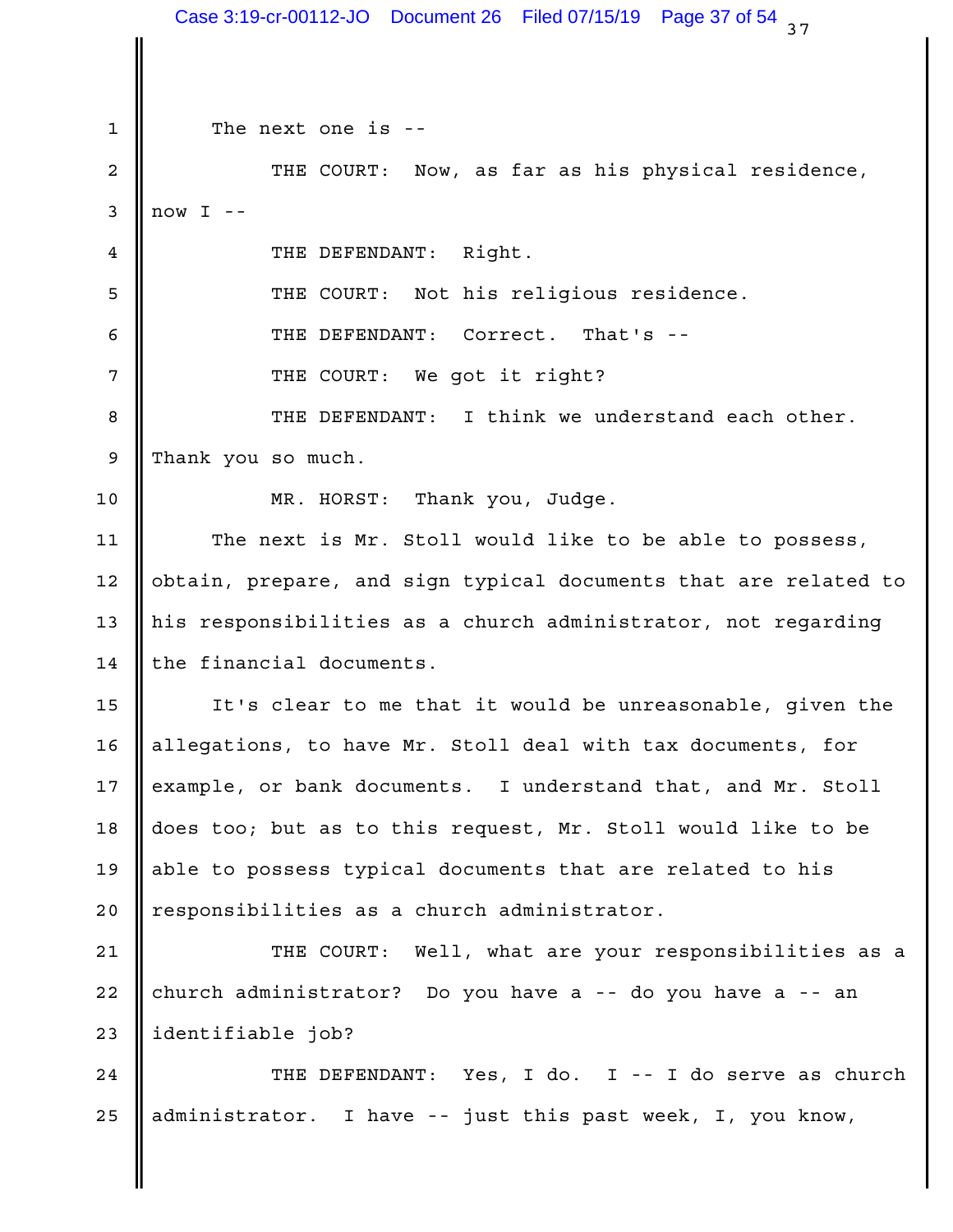The next one is --

THE COURT: Now, as far as his physical residence, now I --

THE DEFENDANT: Right.

THE COURT: Not his religious residence.

THE DEFENDANT: Correct. That's --

THE COURT: We got it right?

THE DEFENDANT: I think we understand each other. Thank you so much.

MR. HORST: Thank you, Judge.

The next is Mr. Stoll would like to be able to possess, obtain, prepare, and sign typical documents that are related to his responsibilities as a church administrator, not regarding the financial documents.

It's clear to me that it would be unreasonable, given the allegations, to have Mr. Stoll deal with tax documents, for example, or bank documents. I understand that, and Mr. Stoll does too; but as to this request, Mr. Stoll would like to be able to possess typical documents that are related to his responsibilities as a church administrator.

THE COURT: Well, what are your responsibilities as a church administrator? Do you have a -- do you have a -- an identifiable job?

THE DEFENDANT: Yes, I do. I -- I do serve as church administrator. I have -- just this past week, I, you know,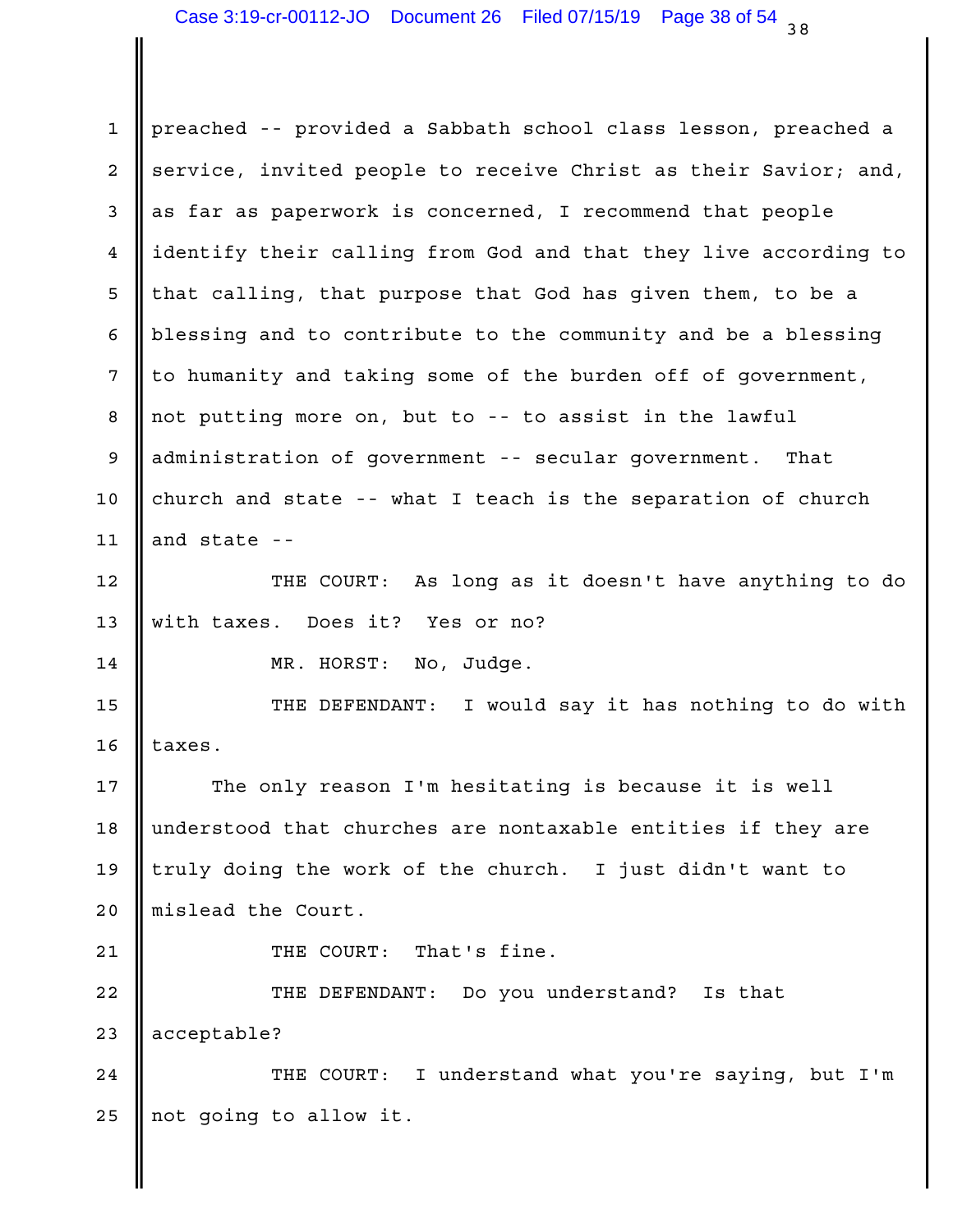preached -- provided a Sabbath school class lesson, preached a service, invited people to receive Christ as their Savior; and, as far as paperwork is concerned, I recommend that people identify their calling from God and that they live according to that calling, that purpose that God has given them, to be a blessing and to contribute to the community and be a blessing to humanity and taking some of the burden off of government, not putting more on, but to -- to assist in the lawful administration of government -- secular government. That church and state -- what I teach is the separation of church and state --

THE COURT: As long as it doesn't have anything to do with taxes. Does it? Yes or no?

MR. HORST: No, Judge.

THE DEFENDANT: I would say it has nothing to do with taxes.

The only reason I'm hesitating is because it is well understood that churches are nontaxable entities if they are truly doing the work of the church. I just didn't want to mislead the Court.

THE COURT: That's fine.

THE DEFENDANT: Do you understand? Is that acceptable?

THE COURT: I understand what you're saying, but I'm not going to allow it.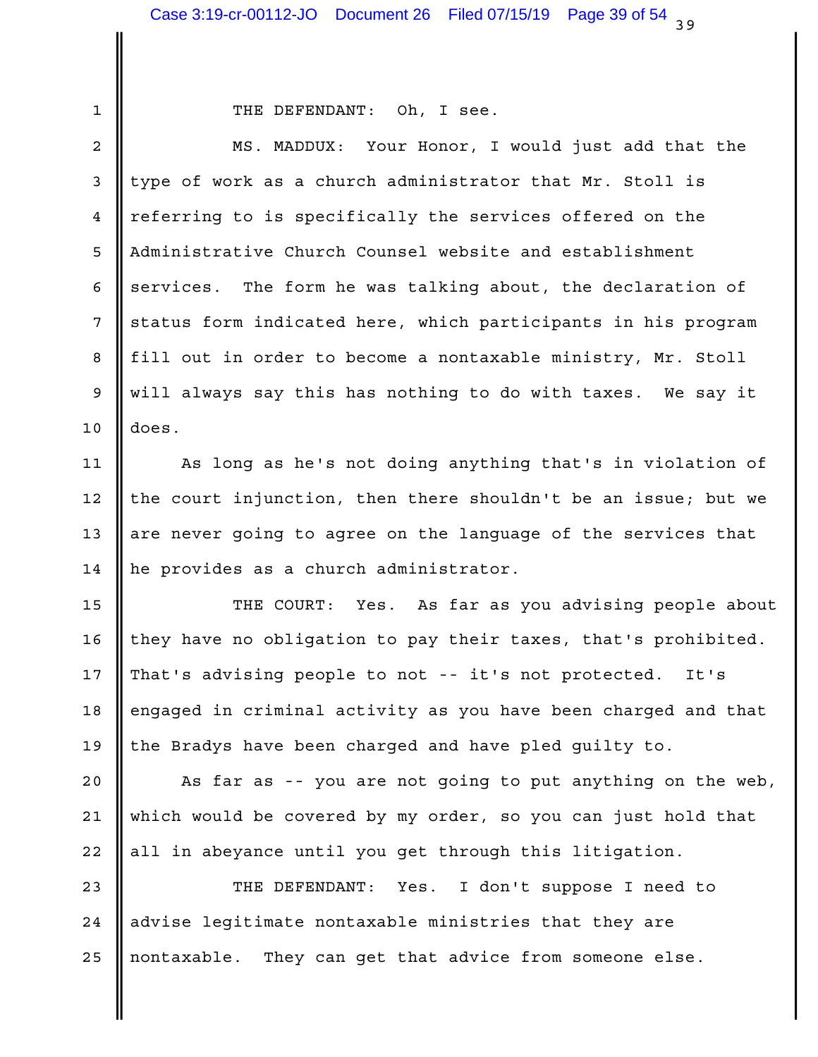THE DEFENDANT: Oh, I see.

MS. MADDUX: Your Honor, I would just add that the type of work as a church administrator that Mr. Stoll is referring to is specifically the services offered on the Administrative Church Counsel website and establishment services. The form he was talking about, the declaration of status form indicated here, which participants in his program fill out in order to become a nontaxable ministry, Mr. Stoll will always say this has nothing to do with taxes. We say it does.

As long as he's not doing anything that's in violation of the court injunction, then there shouldn't be an issue; but we are never going to agree on the language of the services that he provides as a church administrator.

THE COURT: Yes. As far as you advising people about they have no obligation to pay their taxes, that's prohibited. That's advising people to not -- it's not protected. It's engaged in criminal activity as you have been charged and that the Bradys have been charged and have pled guilty to.

As far as -- you are not going to put anything on the web, which would be covered by my order, so you can just hold that all in abeyance until you get through this litigation.

THE DEFENDANT: Yes. I don't suppose I need to advise legitimate nontaxable ministries that they are nontaxable. They can get that advice from someone else.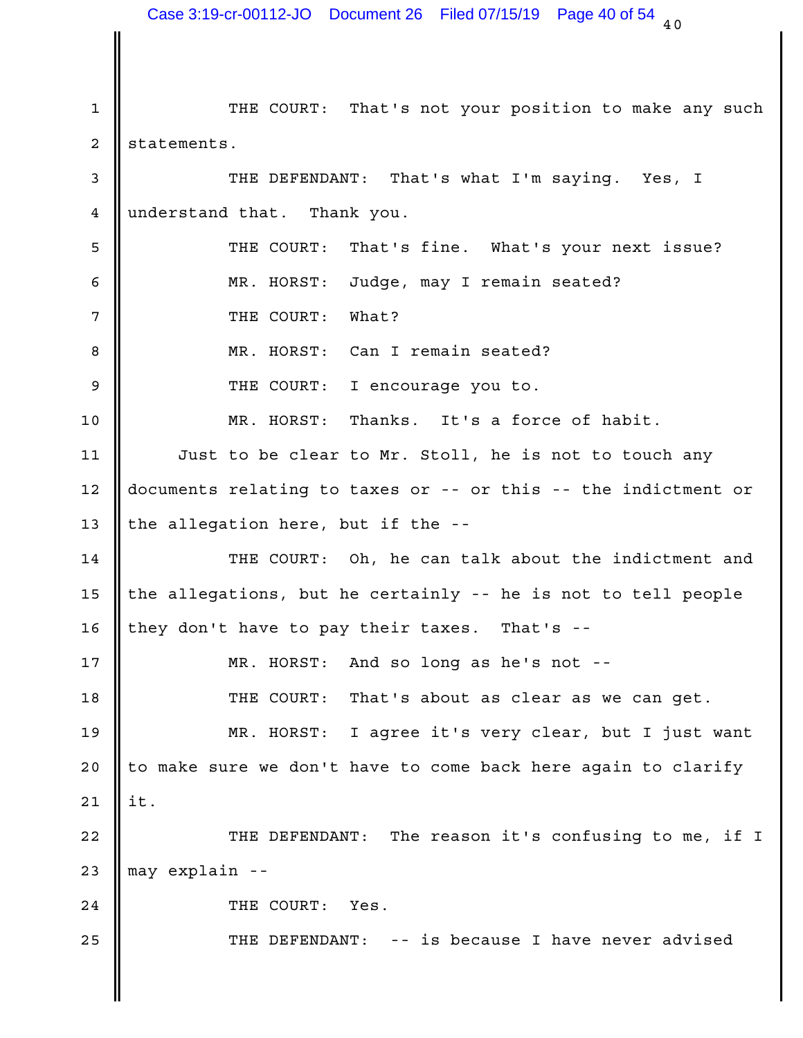THE COURT: That's not your position to make any such statements.

THE DEFENDANT: That's what I'm saying. Yes, I understand that. Thank you.

THE COURT: That's fine. What's your next issue?

MR. HORST: Judge, may I remain seated?

THE COURT: What?

MR. HORST: Can I remain seated?

THE COURT: I encourage you to.

MR. HORST: Thanks. It's a force of habit.

Just to be clear to Mr. Stoll, he is not to touch any documents relating to taxes or -- or this -- the indictment or the allegation here, but if the --

THE COURT: Oh, he can talk about the indictment and the allegations, but he certainly -- he is not to tell people they don't have to pay their taxes. That's --

MR. HORST: And so long as he's not --

THE COURT: That's about as clear as we can get.

MR. HORST: I agree it's very clear, but I just want to make sure we don't have to come back here again to clarify it.

THE DEFENDANT: The reason it's confusing to me, if I may explain --

THE COURT: Yes.

THE DEFENDANT: -- is because I have never advised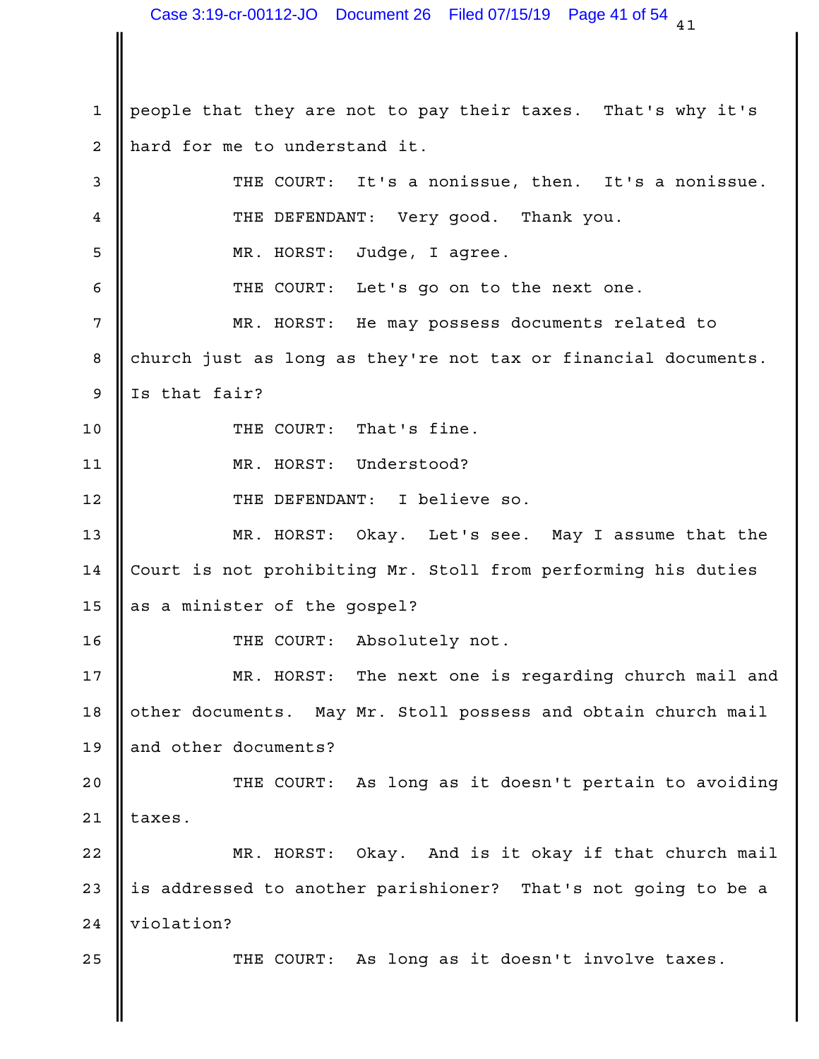people that they are not to pay their taxes. That's why it's hard for me to understand it.

THE COURT: It's a nonissue, then. It's a nonissue.

THE DEFENDANT: Very good. Thank you.

MR. HORST: Judge, I agree.

THE COURT: Let's go on to the next one.

MR. HORST: He may possess documents related to church just as long as they're not tax or financial documents. Is that fair?

THE COURT: That's fine.

MR. HORST: Understood?

THE DEFENDANT: I believe so.

MR. HORST: Okay. Let's see. May I assume that the Court is not prohibiting Mr. Stoll from performing his duties as a minister of the gospel?

THE COURT: Absolutely not.

MR. HORST: The next one is regarding church mail and other documents. May Mr. Stoll possess and obtain church mail and other documents?

THE COURT: As long as it doesn't pertain to avoiding taxes.

MR. HORST: Okay. And is it okay if that church mail is addressed to another parishioner? That's not going to be a violation?

THE COURT: As long as it doesn't involve taxes.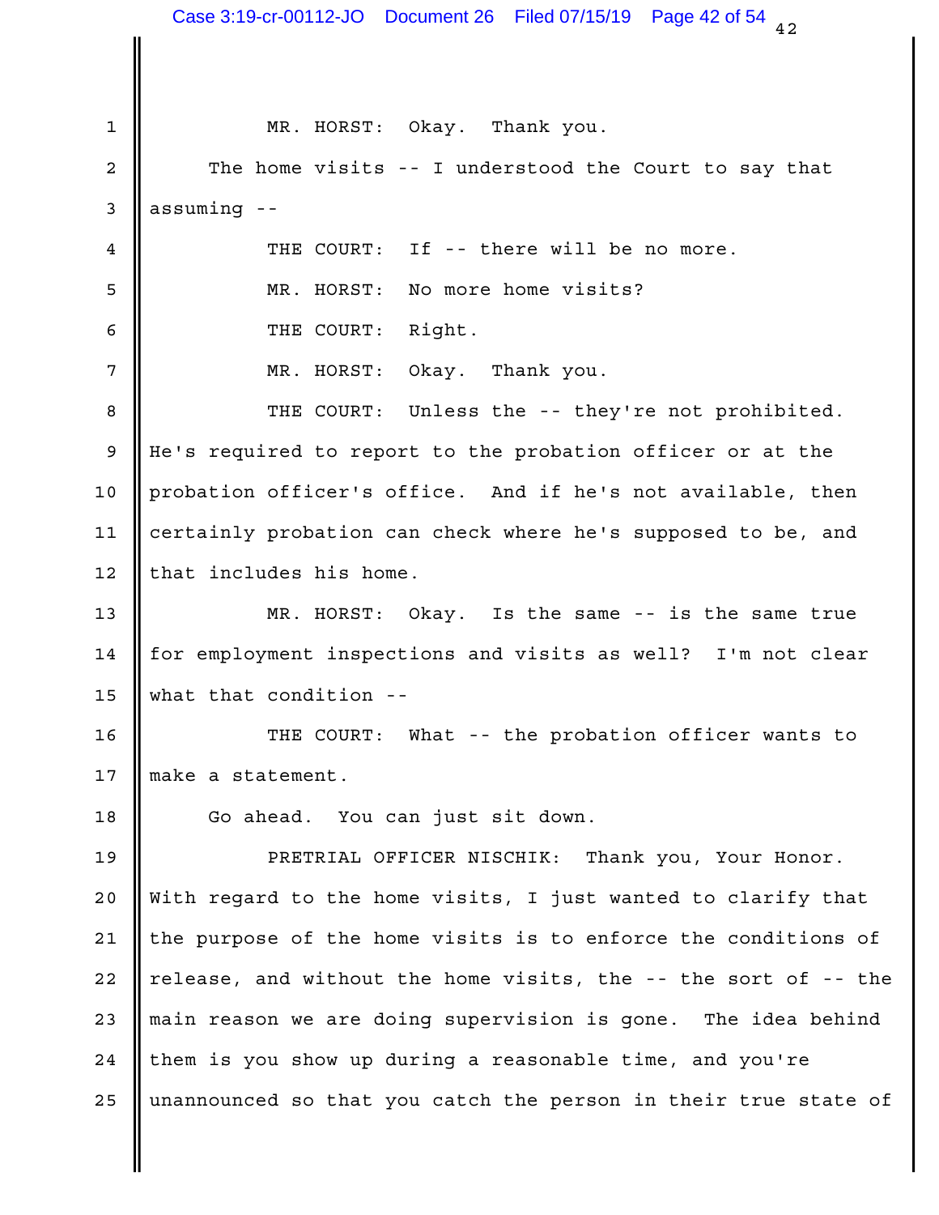MR. HORST: Okay. Thank you.

The home visits -- I understood the Court to say that assuming --

THE COURT: If -- there will be no more.

MR. HORST: No more home visits?

THE COURT: Right.

MR. HORST: Okay. Thank you.

THE COURT: Unless the -- they're not prohibited. He's required to report to the probation officer or at the probation officer's office. And if he's not available, then certainly probation can check where he's supposed to be, and that includes his home.

MR. HORST: Okay. Is the same -- is the same true for employment inspections and visits as well? I'm not clear what that condition --

THE COURT: What -- the probation officer wants to make a statement.

Go ahead. You can just sit down.

PRETRIAL OFFICER NISCHIK: Thank you, Your Honor. With regard to the home visits, I just wanted to clarify that the purpose of the home visits is to enforce the conditions of release, and without the home visits, the -- the sort of -- the main reason we are doing supervision is gone. The idea behind them is you show up during a reasonable time, and you're unannounced so that you catch the person in their true state of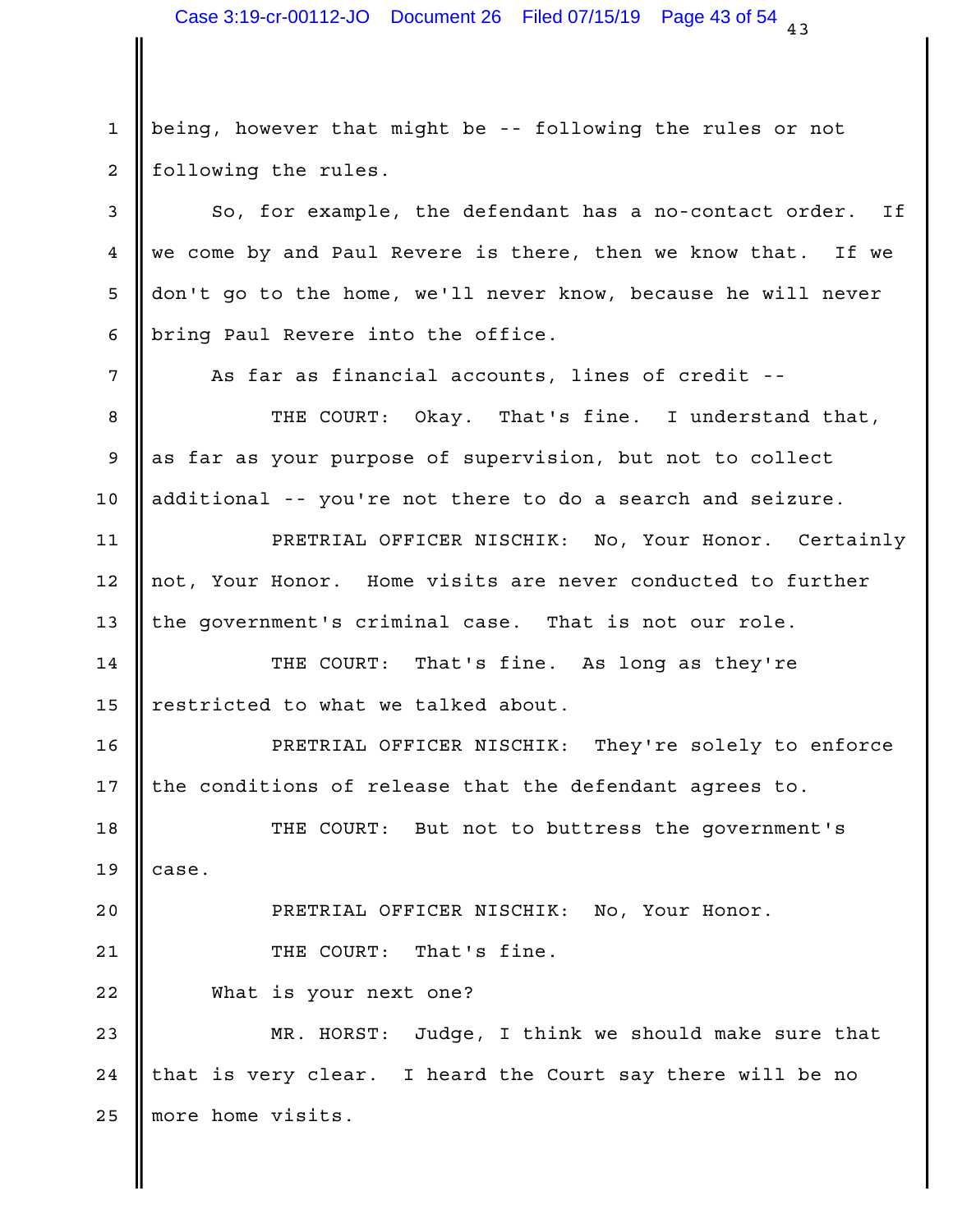being, however that might be -- following the rules or not following the rules.

So, for example, the defendant has a no-contact order. If we come by and Paul Revere is there, then we know that. If we don't go to the home, we'll never know, because he will never bring Paul Revere into the office.

As far as financial accounts, lines of credit --

THE COURT: Okay. That's fine. I understand that, as far as your purpose of supervision, but not to collect additional -- you're not there to do a search and seizure.

PRETRIAL OFFICER NISCHIK: No, Your Honor. Certainly not, Your Honor. Home visits are never conducted to further the government's criminal case. That is not our role.

THE COURT: That's fine. As long as they're restricted to what we talked about.

PRETRIAL OFFICER NISCHIK: They're solely to enforce the conditions of release that the defendant agrees to.

THE COURT: But not to buttress the government's case.

PRETRIAL OFFICER NISCHIK: No, Your Honor.

THE COURT: That's fine.

What is your next one?

MR. HORST: Judge, I think we should make sure that that is very clear. I heard the Court say there will be no more home visits.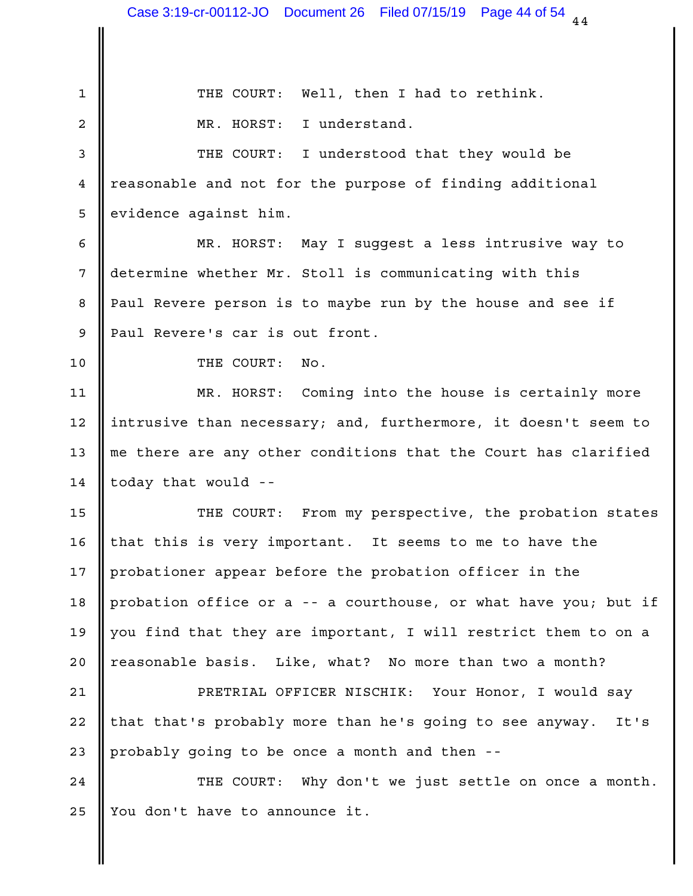THE COURT: Well, then I had to rethink.

MR. HORST: I understand.

THE COURT: I understood that they would be reasonable and not for the purpose of finding additional evidence against him.

MR. HORST: May I suggest a less intrusive way to determine whether Mr. Stoll is communicating with this Paul Revere person is to maybe run by the house and see if Paul Revere's car is out front.

THE COURT: No.

MR. HORST: Coming into the house is certainly more intrusive than necessary; and, furthermore, it doesn't seem to me there are any other conditions that the Court has clarified today that would --

THE COURT: From my perspective, the probation states that this is very important. It seems to me to have the probationer appear before the probation officer in the probation office or a -- a courthouse, or what have you; but if you find that they are important, I will restrict them to on a reasonable basis. Like, what? No more than two a month?

PRETRIAL OFFICER NISCHIK: Your Honor, I would say that that's probably more than he's going to see anyway. It's probably going to be once a month and then --

THE COURT: Why don't we just settle on once a month. You don't have to announce it.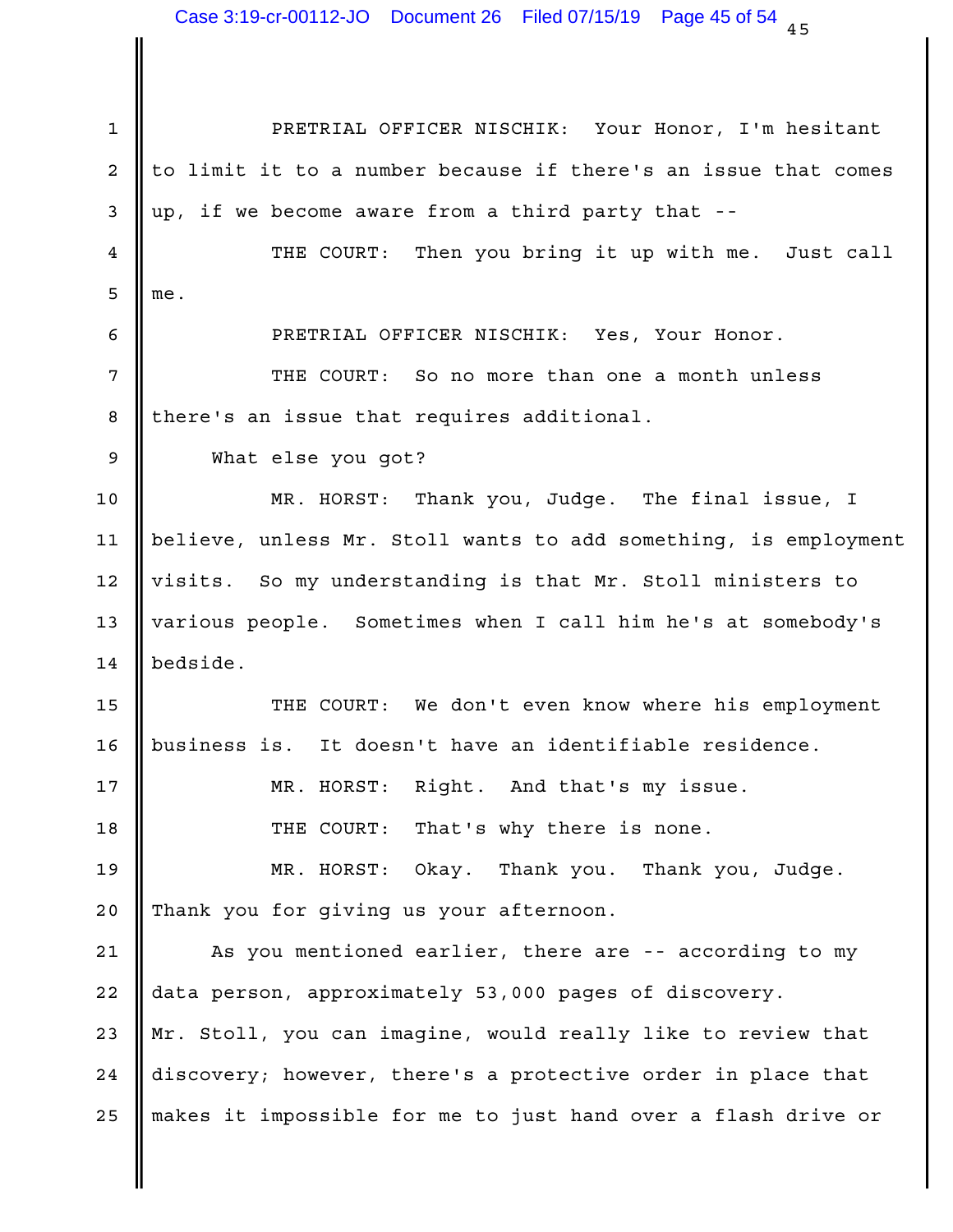PRETRIAL OFFICER NISCHIK: Your Honor, I'm hesitant to limit it to a number because if there's an issue that comes up, if we become aware from a third party that --

THE COURT: Then you bring it up with me. Just call me.

PRETRIAL OFFICER NISCHIK: Yes, Your Honor.

THE COURT: So no more than one a month unless there's an issue that requires additional.

What else you got?

MR. HORST: Thank you, Judge. The final issue, I believe, unless Mr. Stoll wants to add something, is employment visits. So my understanding is that Mr. Stoll ministers to various people. Sometimes when I call him he's at somebody's bedside.

THE COURT: We don't even know where his employment business is. It doesn't have an identifiable residence.

MR. HORST: Right. And that's my issue.

THE COURT: That's why there is none.

MR. HORST: Okay. Thank you. Thank you, Judge. Thank you for giving us your afternoon.

As you mentioned earlier, there are -- according to my data person, approximately 53,000 pages of discovery. Mr. Stoll, you can imagine, would really like to review that discovery; however, there's a protective order in place that makes it impossible for me to just hand over a flash drive or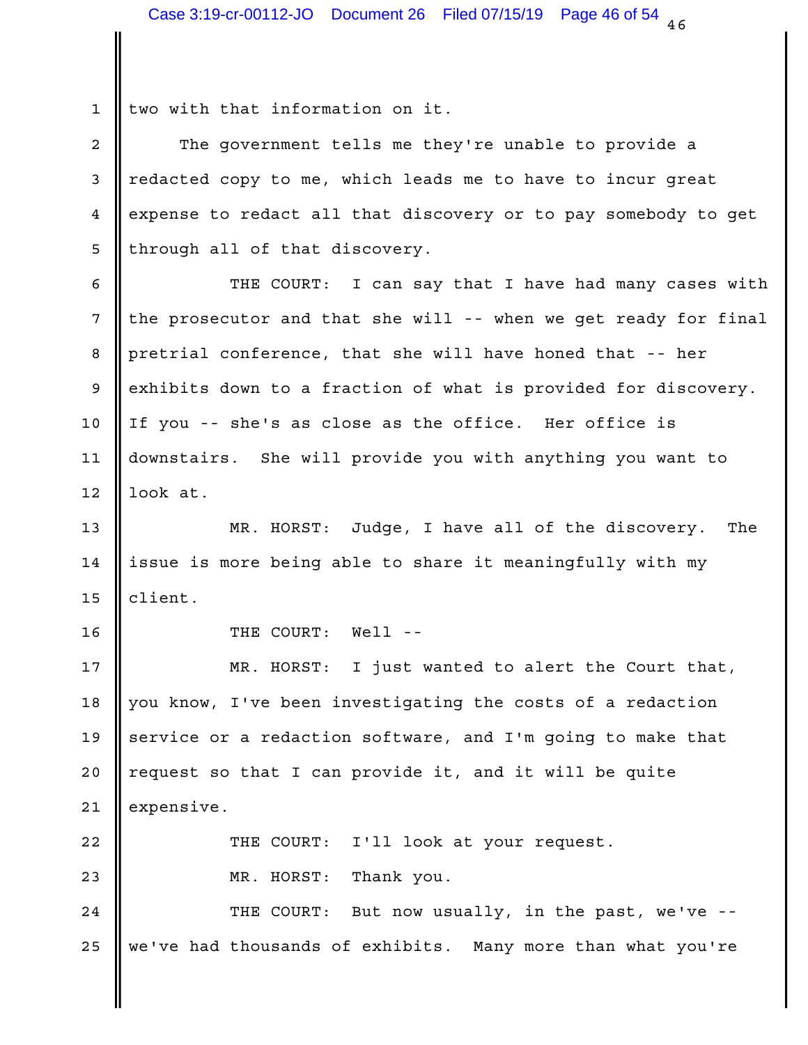two with that information on it.

The government tells me they're unable to provide a redacted copy to me, which leads me to have to incur great expense to redact all that discovery or to pay somebody to get through all of that discovery.

THE COURT: I can say that I have had many cases with the prosecutor and that she will -- when we get ready for final pretrial conference, that she will have honed that -- her exhibits down to a fraction of what is provided for discovery. If you -- she's as close as the office. Her office is downstairs. She will provide you with anything you want to look at.

MR. HORST: Judge, I have all of the discovery. The issue is more being able to share it meaningfully with my client.

THE COURT: Well --

MR. HORST: I just wanted to alert the Court that, you know, I've been investigating the costs of a redaction service or a redaction software, and I'm going to make that request so that I can provide it, and it will be quite expensive.

THE COURT: I'll look at your request.

MR. HORST: Thank you.

THE COURT: But now usually, in the past, we've -- we've had thousands of exhibits. Many more than what you're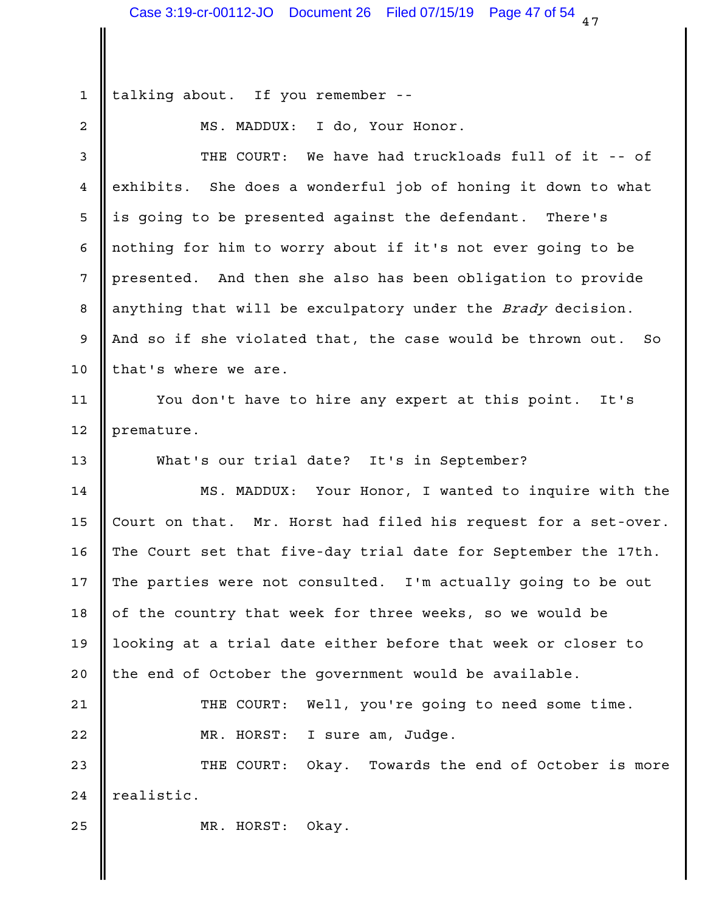talking about. If you remember --

MS. MADDUX: I do, Your Honor.

THE COURT: We have had truckloads full of it -- of exhibits. She does a wonderful job of honing it down to what is going to be presented against the defendant. There's nothing for him to worry about if it's not ever going to be presented. And then she also has been obligation to provide anything that will be exculpatory under the *Brady* decision. And so if she violated that, the case would be thrown out. So that's where we are.

You don't have to hire any expert at this point. It's premature.

What's our trial date? It's in September?

MS. MADDUX: Your Honor, I wanted to inquire with the Court on that. Mr. Horst had filed his request for a set-over. The Court set that five-day trial date for September the 17th. The parties were not consulted. I'm actually going to be out of the country that week for three weeks, so we would be looking at a trial date either before that week or closer to the end of October the government would be available.

THE COURT: Well, you're going to need some time.

MR. HORST: I sure am, Judge.

THE COURT: Okay. Towards the end of October is more realistic.

MR. HORST: Okay.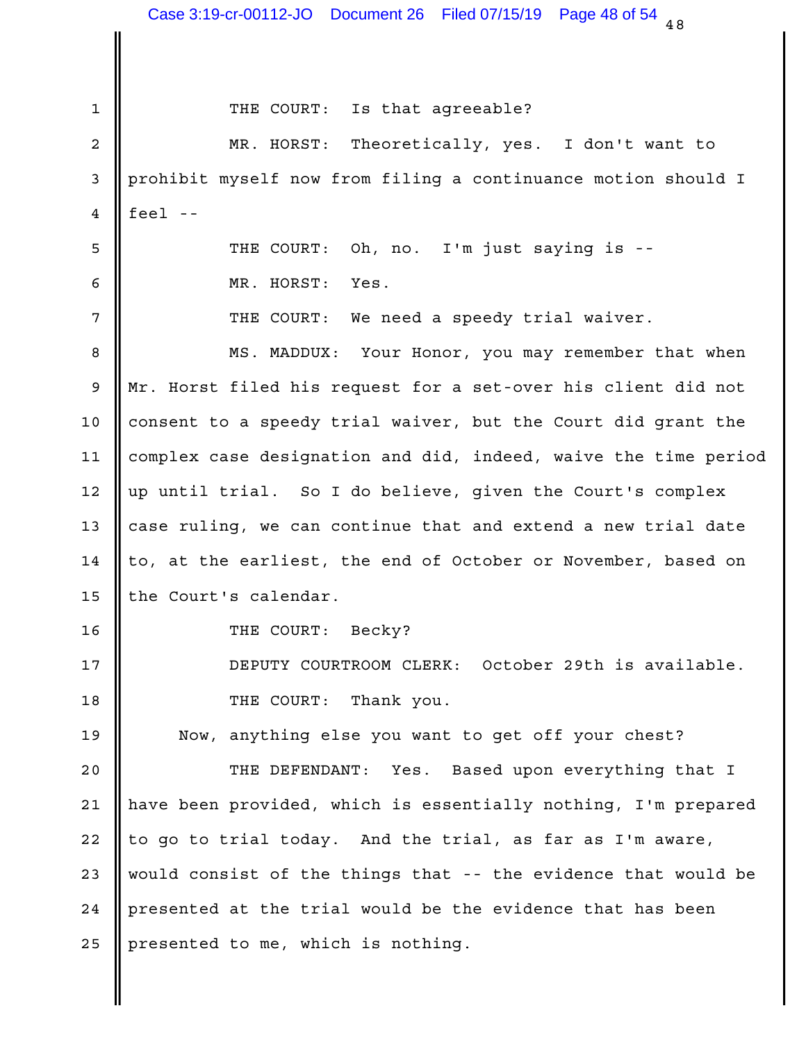THE COURT: Is that agreeable?

MR. HORST: Theoretically, yes. I don't want to prohibit myself now from filing a continuance motion should I feel --

THE COURT: Oh, no. I'm just saying is --

MR. HORST: Yes.

THE COURT: We need a speedy trial waiver.

MS. MADDUX: Your Honor, you may remember that when Mr. Horst filed his request for a set-over his client did not consent to a speedy trial waiver, but the Court did grant the complex case designation and did, indeed, waive the time period up until trial. So I do believe, given the Court's complex case ruling, we can continue that and extend a new trial date to, at the earliest, the end of October or November, based on the Court's calendar.

THE COURT: Becky?

DEPUTY COURTROOM CLERK: October 29th is available.

THE COURT: Thank you.

Now, anything else you want to get off your chest?

THE DEFENDANT: Yes. Based upon everything that I have been provided, which is essentially nothing, I'm prepared to go to trial today. And the trial, as far as I'm aware, would consist of the things that -- the evidence that would be presented at the trial would be the evidence that has been presented to me, which is nothing.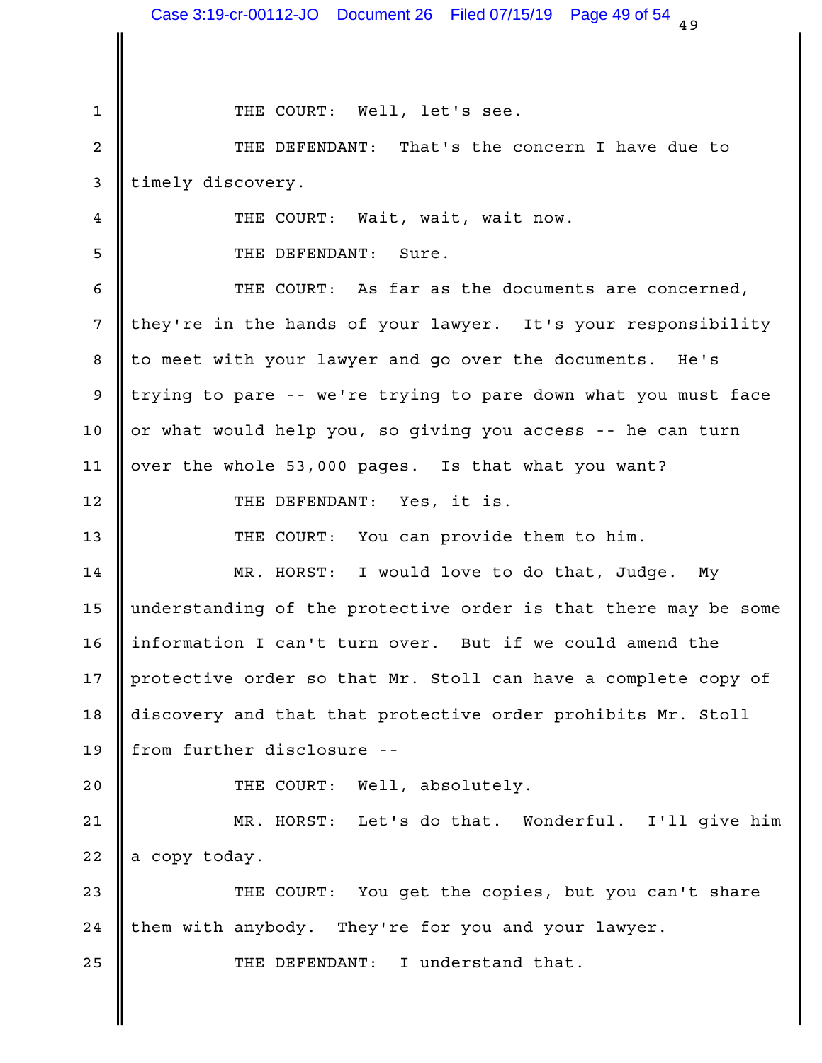THE COURT: Well, let's see.

THE DEFENDANT: That's the concern I have due to timely discovery.

THE COURT: Wait, wait, wait now.

THE DEFENDANT: Sure.

THE COURT: As far as the documents are concerned, they're in the hands of your lawyer. It's your responsibility to meet with your lawyer and go over the documents. He's trying to pare -- we're trying to pare down what you must face or what would help you, so giving you access -- he can turn over the whole 53,000 pages. Is that what you want?

THE DEFENDANT: Yes, it is.

THE COURT: You can provide them to him.

MR. HORST: I would love to do that, Judge. My understanding of the protective order is that there may be some information I can't turn over. But if we could amend the protective order so that Mr. Stoll can have a complete copy of discovery and that that protective order prohibits Mr. Stoll from further disclosure --

THE COURT: Well, absolutely.

MR. HORST: Let's do that. Wonderful. I'll give him a copy today.

THE COURT: You get the copies, but you can't share them with anybody. They're for you and your lawyer.

THE DEFENDANT: I understand that.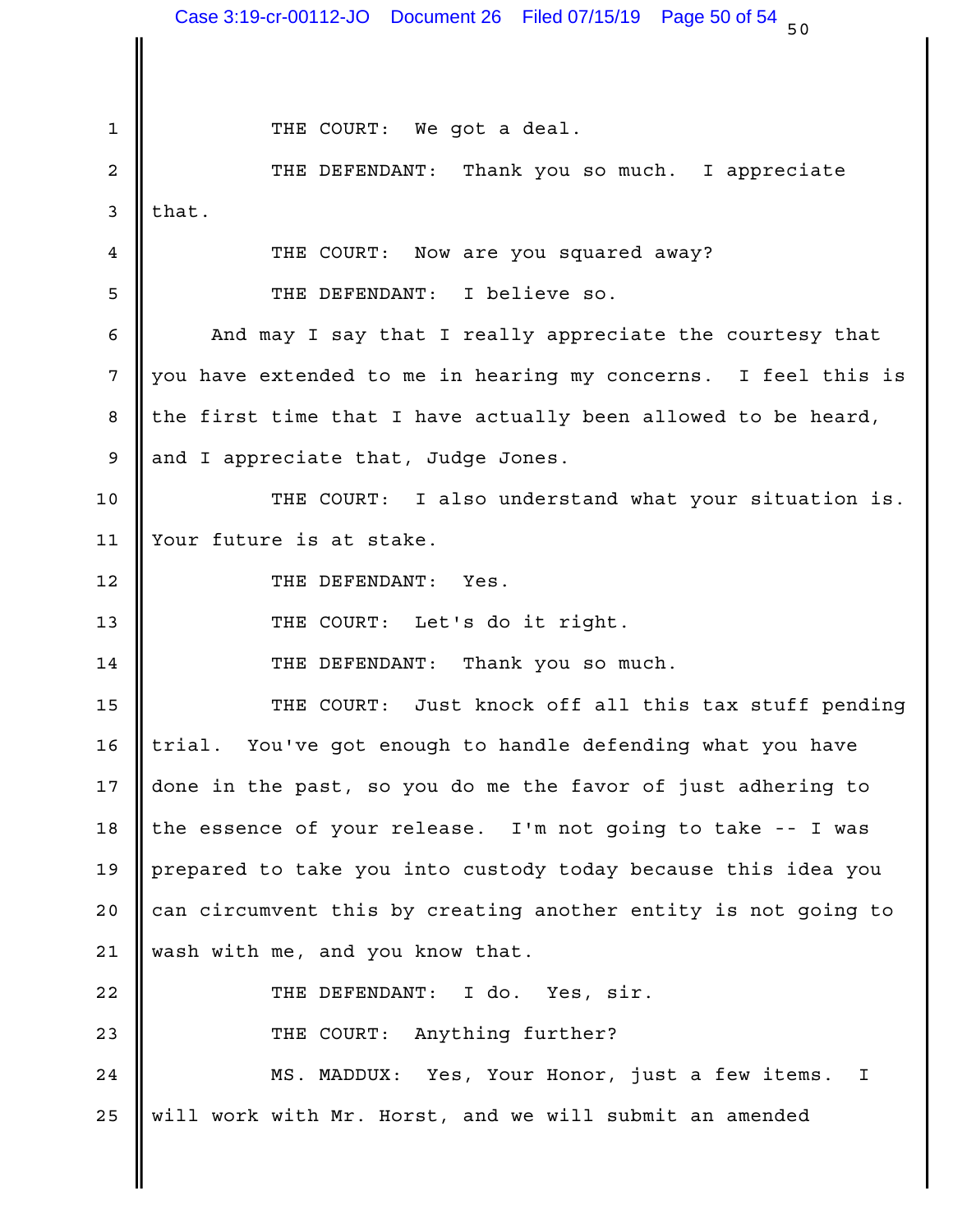THE COURT: We got a deal.

THE DEFENDANT: Thank you so much. I appreciate that.

THE COURT: Now are you squared away?

THE DEFENDANT: I believe so.

And may I say that I really appreciate the courtesy that you have extended to me in hearing my concerns. I feel this is the first time that I have actually been allowed to be heard, and I appreciate that, Judge Jones.

THE COURT: I also understand what your situation is. Your future is at stake.

THE DEFENDANT: Yes.

THE COURT: Let's do it right.

THE DEFENDANT: Thank you so much.

THE COURT: Just knock off all this tax stuff pending trial. You've got enough to handle defending what you have done in the past, so you do me the favor of just adhering to the essence of your release. I'm not going to take -- I was prepared to take you into custody today because this idea you can circumvent this by creating another entity is not going to wash with me, and you know that.

THE DEFENDANT: I do. Yes, sir.

THE COURT: Anything further?

MS. MADDUX: Yes, Your Honor, just a few items. I will work with Mr. Horst, and we will submit an amended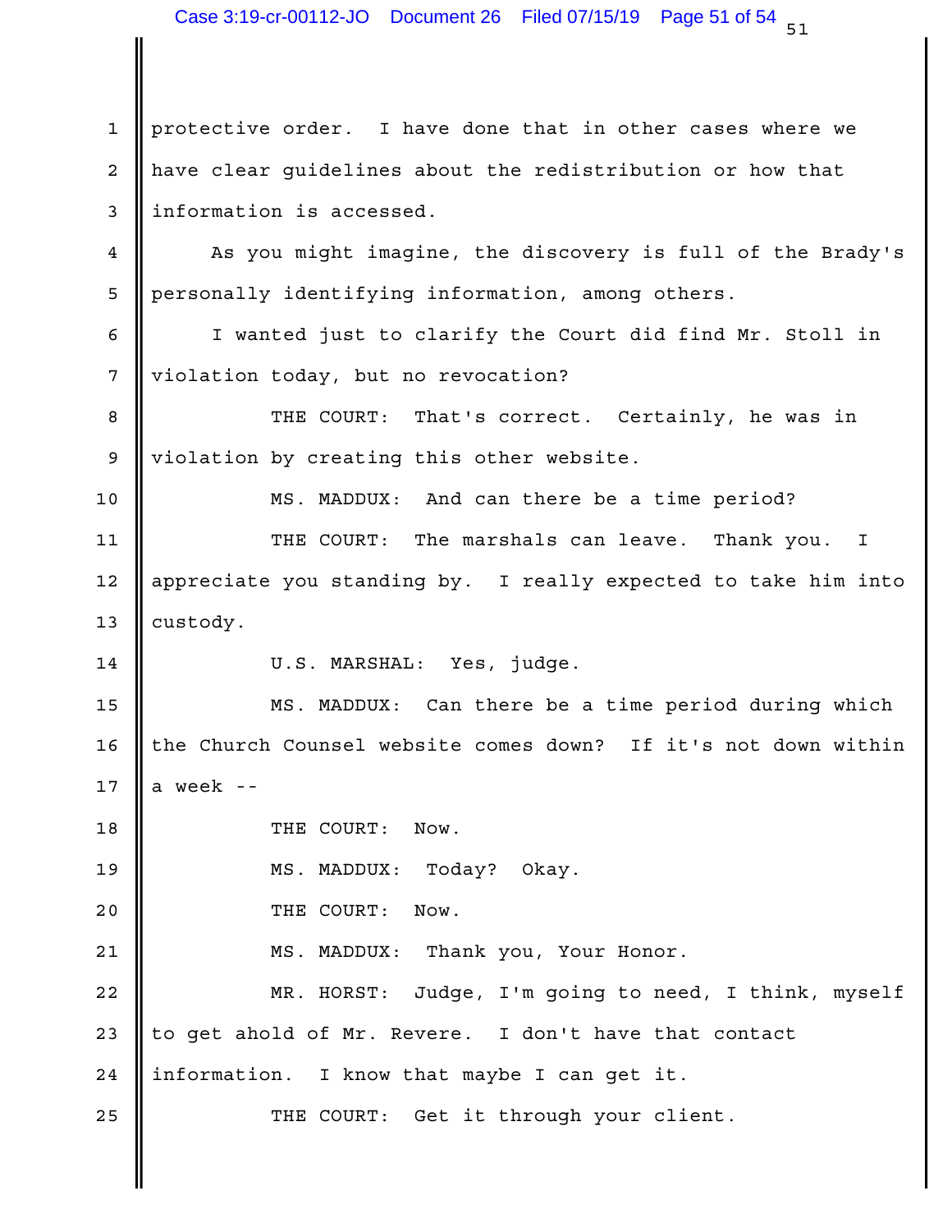protective order. I have done that in other cases where we have clear guidelines about the redistribution or how that information is accessed.

As you might imagine, the discovery is full of the Brady's personally identifying information, among others.

I wanted just to clarify the Court did find Mr. Stoll in violation today, but no revocation?

THE COURT: That's correct. Certainly, he was in violation by creating this other website.

MS. MADDUX: And can there be a time period?

THE COURT: The marshals can leave. Thank you. I appreciate you standing by. I really expected to take him into custody.

U.S. MARSHAL: Yes, judge.

MS. MADDUX: Can there be a time period during which the Church Counsel website comes down? If it's not down within a week --

THE COURT: Now.

MS. MADDUX: Today? Okay.

THE COURT: Now.

MS. MADDUX: Thank you, Your Honor.

MR. HORST: Judge, I'm going to need, I think, myself to get ahold of Mr. Revere. I don't have that contact information. I know that maybe I can get it.

THE COURT: Get it through your client.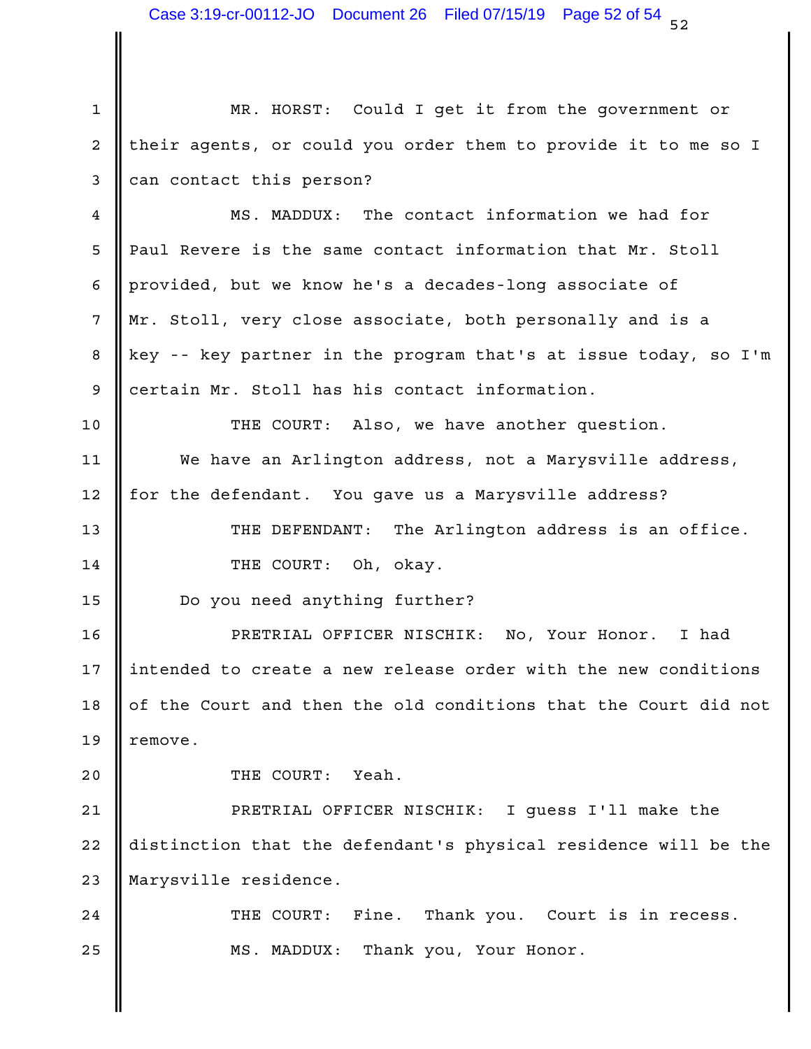MR. HORST: Could I get it from the government or their agents, or could you order them to provide it to me so I can contact this person?

MS. MADDUX: The contact information we had for Paul Revere is the same contact information that Mr. Stoll provided, but we know he's a decades-long associate of Mr. Stoll, very close associate, both personally and is a key -- key partner in the program that's at issue today, so I'm certain Mr. Stoll has his contact information.

THE COURT: Also, we have another question.

We have an Arlington address, not a Marysville address, for the defendant. You gave us a Marysville address?

THE DEFENDANT: The Arlington address is an office.

THE COURT: Oh, okay.

Do you need anything further?

PRETRIAL OFFICER NISCHIK: No, Your Honor. I had intended to create a new release order with the new conditions of the Court and then the old conditions that the Court did not remove.

THE COURT: Yeah.

PRETRIAL OFFICER NISCHIK: I guess I'll make the distinction that the defendant's physical residence will be the Marysville residence.

THE COURT: Fine. Thank you. Court is in recess.

MS. MADDUX: Thank you, Your Honor.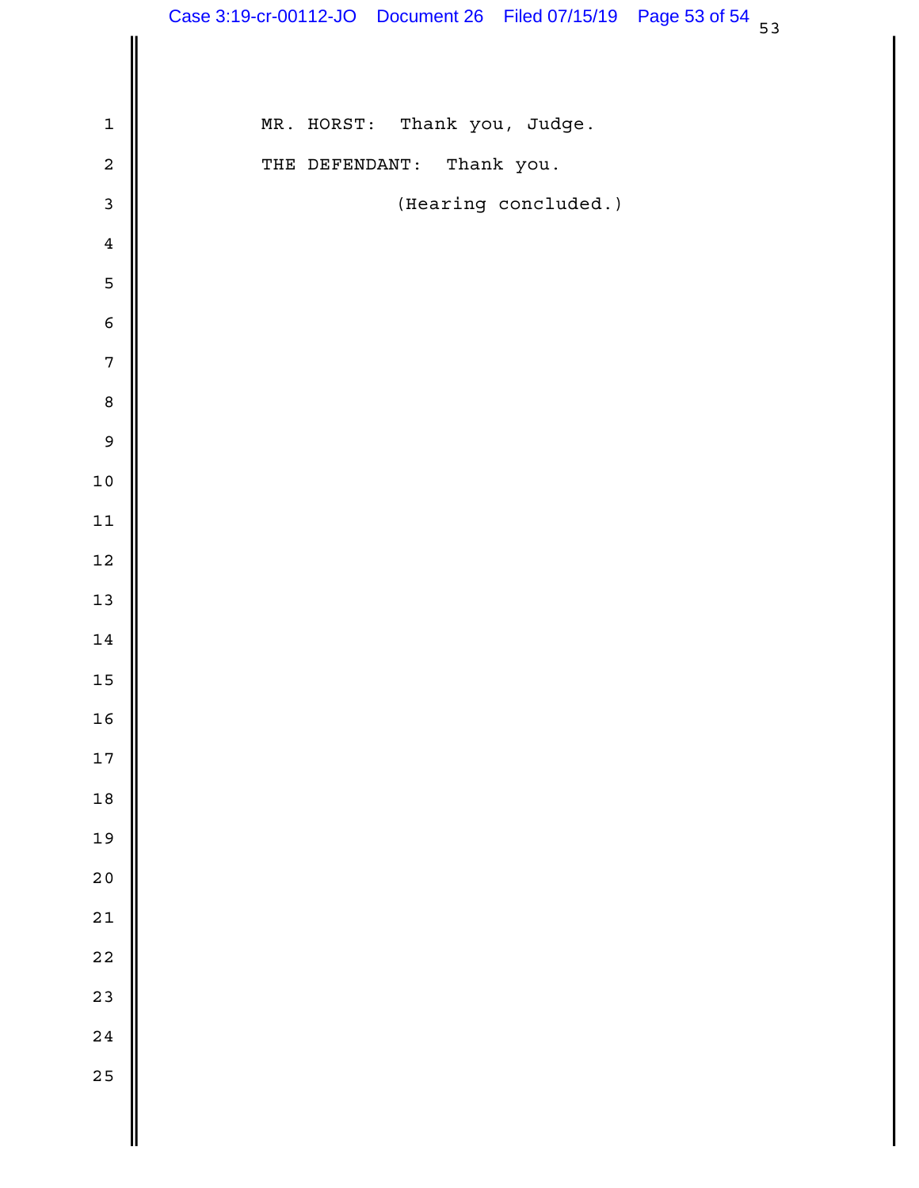MR. HORST: Thank you, Judge.

THE DEFENDANT: Thank you.

(Hearing concluded.)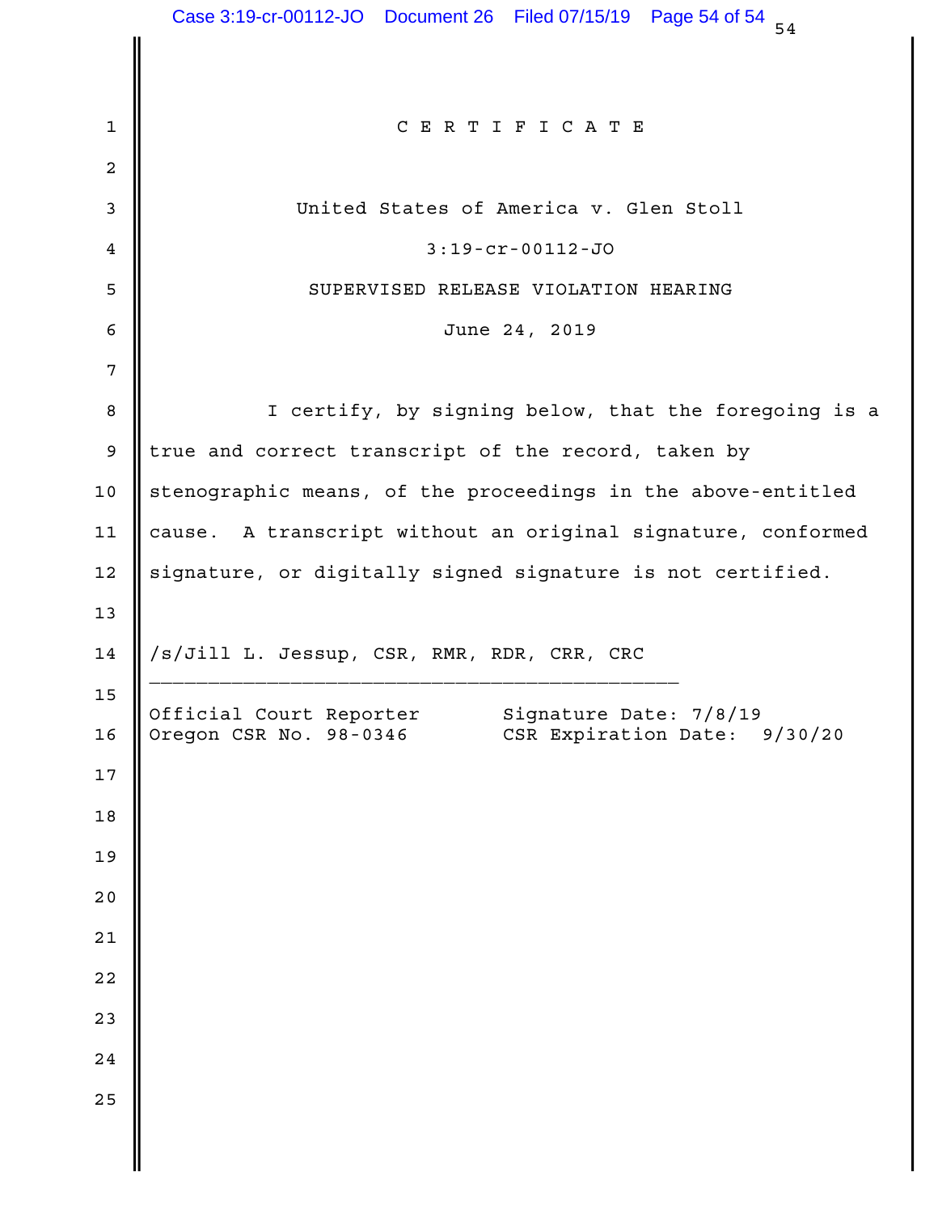# C E R T I F I C A T E

United States of America v. Glen Stoll

3:19-cr-00112-JO

SUPERVISED RELEASE VIOLATION HEARING

June 24, 2019

I certify, by signing below, that the foregoing is a true and correct transcript of the record, taken by stenographic means, of the proceedings in the above-entitled cause. A transcript without an original signature, conformed signature, or digitally signed signature is not certified.

/s/Jill L. Jessup, CSR, RMR, RDR, CRR, CRC

\_\_\_\_\_\_\_\_\_\_\_\_\_\_\_\_\_\_\_\_\_\_\_\_\_\_\_\_\_\_\_\_\_\_\_\_\_\_\_\_\_\_\_\_

Official Court Reporter
Oregon CSR No. 98-0346

Signature Date: 7/8/19
CSR Expiration Date: 9/30/20